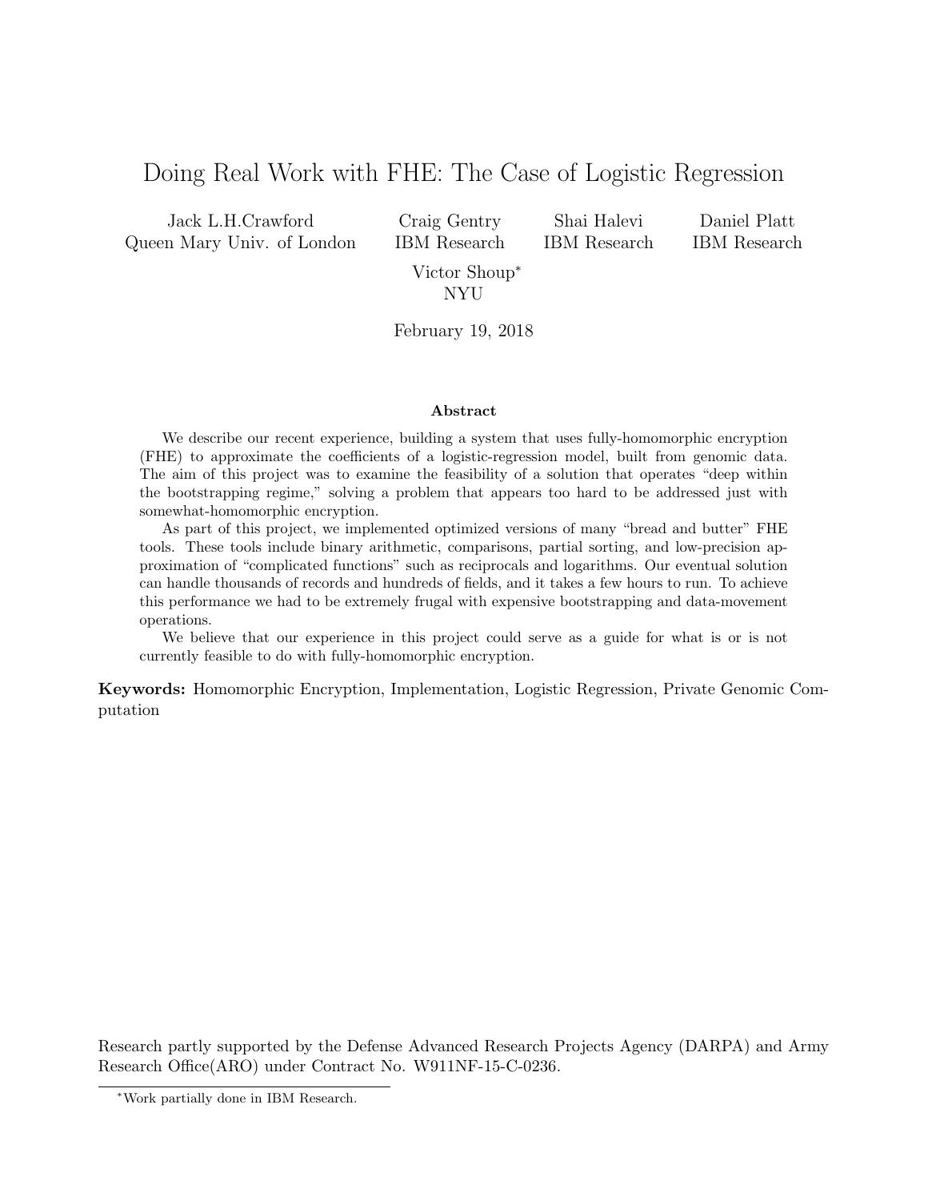# Doing Real Work with FHE: The Case of Logistic Regression

Jack L.H.Crawford
Queen Mary Univ. of London

Craig Gentry
IBM Research

Shai Halevi
IBM Research

Daniel Platt
IBM Research

Victor Shoup*
NYU

February 19, 2018

### Abstract

We describe our recent experience, building a system that uses fully-homomorphic encryption (FHE) to approximate the coefficients of a logistic-regression model, built from genomic data. The aim of this project was to examine the feasibility of a solution that operates "deep within the bootstrapping regime," solving a problem that appears too hard to be addressed just with somewhat-homomorphic encryption.

As part of this project, we implemented optimized versions of many "bread and butter" FHE tools. These tools include binary arithmetic, comparisons, partial sorting, and low-precision approximation of "complicated functions" such as reciprocals and logarithms. Our eventual solution can handle thousands of records and hundreds of fields, and it takes a few hours to run. To achieve this performance we had to be extremely frugal with expensive bootstrapping and data-movement operations.

We believe that our experience in this project could serve as a guide for what is or is not currently feasible to do with fully-homomorphic encryption.

**Keywords:** Homomorphic Encryption, Implementation, Logistic Regression, Private Genomic Computation

Research partly supported by the Defense Advanced Research Projects Agency (DARPA) and Army Research Office(ARO) under Contract No. W911NF-15-C-0236.

*Work partially done in IBM Research.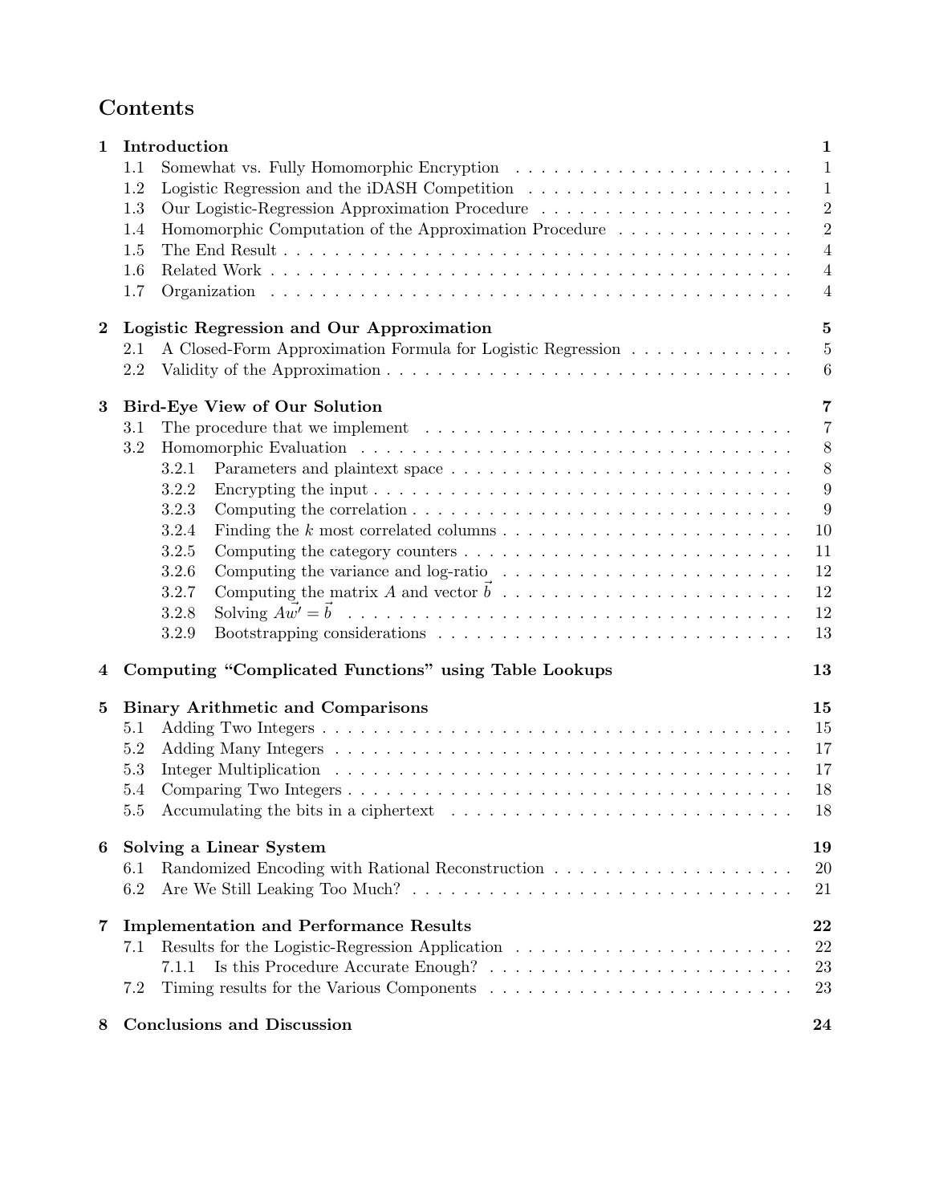# Contents

| | | |
|---|---|---|
| **1** | **Introduction** | **1** |
| 1.1 | Somewhat vs. Fully Homomorphic Encryption | 1 |
| 1.2 | Logistic Regression and the iDASH Competition | 1 |
| 1.3 | Our Logistic-Regression Approximation Procedure | 2 |
| 1.4 | Homomorphic Computation of the Approximation Procedure | 2 |
| 1.5 | The End Result | 4 |
| 1.6 | Related Work | 4 |
| 1.7 | Organization | 4 |
| **2** | **Logistic Regression and Our Approximation** | **5** |
| 2.1 | A Closed-Form Approximation Formula for Logistic Regression | 5 |
| 2.2 | Validity of the Approximation | 6 |
| **3** | **Bird-Eye View of Our Solution** | **7** |
| 3.1 | The procedure that we implement | 7 |
| 3.2 | Homomorphic Evaluation | 8 |
| 3.2.1 | Parameters and plaintext space | 8 |
| 3.2.2 | Encrypting the input | 9 |
| 3.2.3 | Computing the correlation | 9 |
| 3.2.4 | Finding the $k$ most correlated columns | 10 |
| 3.2.5 | Computing the category counters | 11 |
| 3.2.6 | Computing the variance and log-ratio | 12 |
| 3.2.7 | Computing the matrix $A$ and vector $\vec{b}$ | 12 |
| 3.2.8 | Solving $A\vec{w'} = \vec{b}$ | 12 |
| 3.2.9 | Bootstrapping considerations | 13 |
| **4** | **Computing "Complicated Functions" using Table Lookups** | **13** |
| **5** | **Binary Arithmetic and Comparisons** | **15** |
| 5.1 | Adding Two Integers | 15 |
| 5.2 | Adding Many Integers | 17 |
| 5.3 | Integer Multiplication | 17 |
| 5.4 | Comparing Two Integers | 18 |
| 5.5 | Accumulating the bits in a ciphertext | 18 |
| **6** | **Solving a Linear System** | **19** |
| 6.1 | Randomized Encoding with Rational Reconstruction | 20 |
| 6.2 | Are We Still Leaking Too Much? | 21 |
| **7** | **Implementation and Performance Results** | **22** |
| 7.1 | Results for the Logistic-Regression Application | 22 |
| 7.1.1 | Is this Procedure Accurate Enough? | 23 |
| 7.2 | Timing results for the Various Components | 23 |
| **8** | **Conclusions and Discussion** | **24** |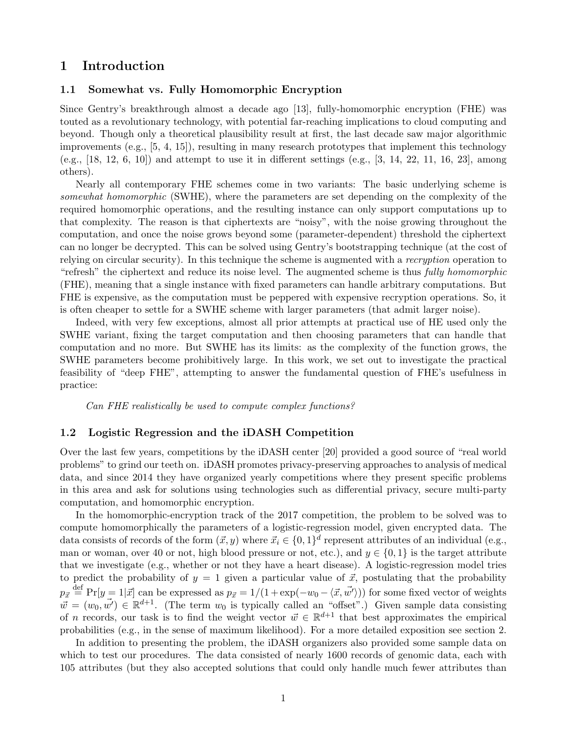# 1 Introduction

## 1.1 Somewhat vs. Fully Homomorphic Encryption

Since Gentry's breakthrough almost a decade ago [13], fully-homomorphic encryption (FHE) was touted as a revolutionary technology, with potential far-reaching implications to cloud computing and beyond. Though only a theoretical plausibility result at first, the last decade saw major algorithmic improvements (e.g., [5, 4, 15]), resulting in many research prototypes that implement this technology (e.g., [18, 12, 6, 10]) and attempt to use it in different settings (e.g., [3, 14, 22, 11, 16, 23], among others).

Nearly all contemporary FHE schemes come in two variants: The basic underlying scheme is *somewhat homomorphic* (SWHE), where the parameters are set depending on the complexity of the required homomorphic operations, and the resulting instance can only support computations up to that complexity. The reason is that ciphertexts are "noisy", with the noise growing throughout the computation, and once the noise grows beyond some (parameter-dependent) threshold the ciphertext can no longer be decrypted. This can be solved using Gentry's bootstrapping technique (at the cost of relying on circular security). In this technique the scheme is augmented with a *recryption* operation to "refresh" the ciphertext and reduce its noise level. The augmented scheme is thus *fully homomorphic* (FHE), meaning that a single instance with fixed parameters can handle arbitrary computations. But FHE is expensive, as the computation must be peppered with expensive recryption operations. So, it is often cheaper to settle for a SWHE scheme with larger parameters (that admit larger noise).

Indeed, with very few exceptions, almost all prior attempts at practical use of HE used only the SWHE variant, fixing the target computation and then choosing parameters that can handle that computation and no more. But SWHE has its limits: as the complexity of the function grows, the SWHE parameters become prohibitively large. In this work, we set out to investigate the practical feasibility of "deep FHE", attempting to answer the fundamental question of FHE's usefulness in practice:

*Can FHE realistically be used to compute complex functions?*

## 1.2 Logistic Regression and the iDASH Competition

Over the last few years, competitions by the iDASH center [20] provided a good source of "real world problems" to grind our teeth on. iDASH promotes privacy-preserving approaches to analysis of medical data, and since 2014 they have organized yearly competitions where they present specific problems in this area and ask for solutions using technologies such as differential privacy, secure multi-party computation, and homomorphic encryption.

In the homomorphic-encryption track of the 2017 competition, the problem to be solved was to compute homomorphically the parameters of a logistic-regression model, given encrypted data. The data consists of records of the form $(\vec{x}, y)$ where $\vec{x}_i \in \{0,1\}^d$ represent attributes of an individual (e.g., man or woman, over 40 or not, high blood pressure or not, etc.), and $y \in \{0,1\}$ is the target attribute that we investigate (e.g., whether or not they have a heart disease). A logistic-regression model tries to predict the probability of $y = 1$ given a particular value of $\vec{x}$, postulating that the probability $p_{\vec{x}} \stackrel{\text{def}}{=} \Pr[y = 1|\vec{x}]$ can be expressed as $p_{\vec{x}} = 1/(1 + \exp(-w_0 - \langle \vec{x}, \vec{w'} \rangle))$ for some fixed vector of weights $\vec{w} = (w_0, \vec{w'}) \in \mathbb{R}^{d+1}$. (The term $w_0$ is typically called an "offset".) Given sample data consisting of $n$ records, our task is to find the weight vector $\vec{w} \in \mathbb{R}^{d+1}$ that best approximates the empirical probabilities (e.g., in the sense of maximum likelihood). For a more detailed exposition see section 2.

In addition to presenting the problem, the iDASH organizers also provided some sample data on which to test our procedures. The data consisted of nearly 1600 records of genomic data, each with 105 attributes (but they also accepted solutions that could only handle much fewer attributes than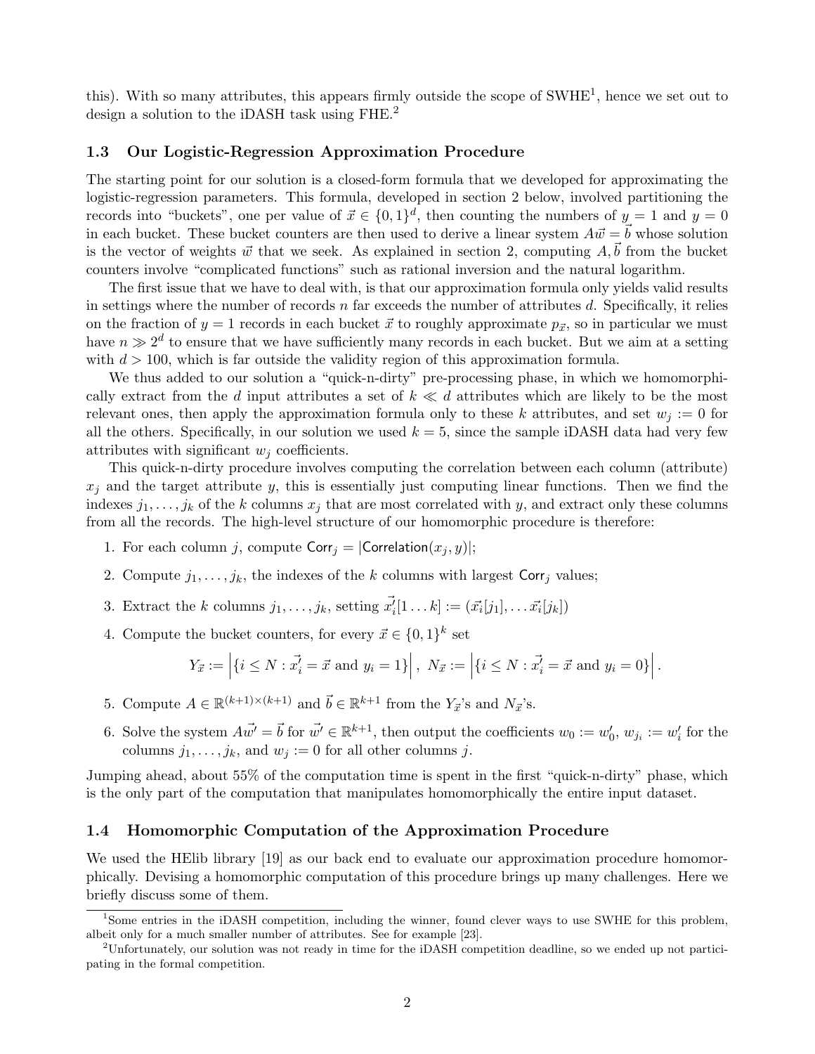this). With so many attributes, this appears firmly outside the scope of SWHE[1], hence we set out to design a solution to the iDASH task using FHE.[2]

### 1.3 Our Logistic-Regression Approximation Procedure

The starting point for our solution is a closed-form formula that we developed for approximating the logistic-regression parameters. This formula, developed in section 2 below, involved partitioning the records into "buckets", one per value of $\vec{x} \in \{0,1\}^d$, then counting the numbers of $y = 1$ and $y = 0$ in each bucket. These bucket counters are then used to derive a linear system $A\vec{w} = \vec{b}$ whose solution is the vector of weights $\vec{w}$ that we seek. As explained in section 2, computing $A, \vec{b}$ from the bucket counters involve "complicated functions" such as rational inversion and the natural logarithm.

The first issue that we have to deal with, is that our approximation formula only yields valid results in settings where the number of records $n$ far exceeds the number of attributes $d$. Specifically, it relies on the fraction of $y = 1$ records in each bucket $\vec{x}$ to roughly approximate $p_{\vec{x}}$, so in particular we must have $n \gg 2^d$ to ensure that we have sufficiently many records in each bucket. But we aim at a setting with $d > 100$, which is far outside the validity region of this approximation formula.

We thus added to our solution a "quick-n-dirty" pre-processing phase, in which we homomorphically extract from the $d$ input attributes a set of $k \ll d$ attributes which are likely to be the most relevant ones, then apply the approximation formula only to these $k$ attributes, and set $w_j := 0$ for all the others. Specifically, in our solution we used $k = 5$, since the sample iDASH data had very few attributes with significant $w_j$ coefficients.

This quick-n-dirty procedure involves computing the correlation between each column (attribute) $x_j$ and the target attribute $y$, this is essentially just computing linear functions. Then we find the indexes $j_1, \ldots, j_k$ of the $k$ columns $x_j$ that are most correlated with $y$, and extract only these columns from all the records. The high-level structure of our homomorphic procedure is therefore:

1. For each column $j$, compute $\mathsf{Corr}_j = |\mathsf{Correlation}(x_j, y)|$;
2. Compute $j_1, \ldots, j_k$, the indexes of the $k$ columns with largest $\mathsf{Corr}_j$ values;
3. Extract the $k$ columns $j_1, \ldots, j_k$, setting $\vec{x_i'}[1 \ldots k] := (\vec{x_i}[j_1], \ldots \vec{x_i}[j_k])$
4. Compute the bucket counters, for every $\vec{x} \in \{0,1\}^k$ set
$$Y_{\vec{x}} := \left|\{i \le N : \vec{x_i'} = \vec{x} \text{ and } y_i = 1\}\right|, \ N_{\vec{x}} := \left|\{i \le N : \vec{x_i'} = \vec{x} \text{ and } y_i = 0\}\right|.$$
5. Compute $A \in \mathbb{R}^{(k+1)\times(k+1)}$ and $\vec{b} \in \mathbb{R}^{k+1}$ from the $Y_{\vec{x}}$'s and $N_{\vec{x}}$'s.
6. Solve the system $A\vec{w'} = \vec{b}$ for $\vec{w'} \in \mathbb{R}^{k+1}$, then output the coefficients $w_0 := w_0'$, $w_{j_i} := w_i'$ for the columns $j_1, \ldots, j_k$, and $w_j := 0$ for all other columns $j$.

Jumping ahead, about 55% of the computation time is spent in the first "quick-n-dirty" phase, which is the only part of the computation that manipulates homomorphically the entire input dataset.

### 1.4 Homomorphic Computation of the Approximation Procedure

We used the HElib library [19] as our back end to evaluate our approximation procedure homomorphically. Devising a homomorphic computation of this procedure brings up many challenges. Here we briefly discuss some of them.

---

[1] Some entries in the iDASH competition, including the winner, found clever ways to use SWHE for this problem, albeit only for a much smaller number of attributes. See for example [23].

[2] Unfortunately, our solution was not ready in time for the iDASH competition deadline, so we ended up not participating in the formal competition.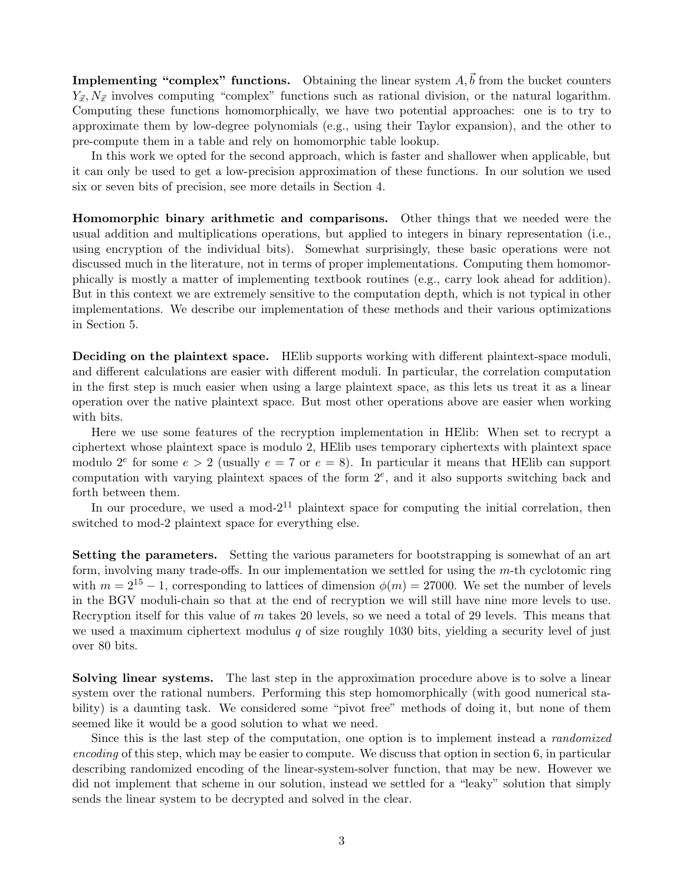**Implementing "complex" functions.** Obtaining the linear system $A, \vec{b}$ from the bucket counters $Y_{\vec{x}}, N_{\vec{x}}$ involves computing "complex" functions such as rational division, or the natural logarithm. Computing these functions homomorphically, we have two potential approaches: one is to try to approximate them by low-degree polynomials (e.g., using their Taylor expansion), and the other to pre-compute them in a table and rely on homomorphic table lookup.

In this work we opted for the second approach, which is faster and shallower when applicable, but it can only be used to get a low-precision approximation of these functions. In our solution we used six or seven bits of precision, see more details in Section 4.

**Homomorphic binary arithmetic and comparisons.** Other things that we needed were the usual addition and multiplications operations, but applied to integers in binary representation (i.e., using encryption of the individual bits). Somewhat surprisingly, these basic operations were not discussed much in the literature, not in terms of proper implementations. Computing them homomorphically is mostly a matter of implementing textbook routines (e.g., carry look ahead for addition). But in this context we are extremely sensitive to the computation depth, which is not typical in other implementations. We describe our implementation of these methods and their various optimizations in Section 5.

**Deciding on the plaintext space.** HElib supports working with different plaintext-space moduli, and different calculations are easier with different moduli. In particular, the correlation computation in the first step is much easier when using a large plaintext space, as this lets us treat it as a linear operation over the native plaintext space. But most other operations above are easier when working with bits.

Here we use some features of the recryption implementation in HElib: When set to recrypt a ciphertext whose plaintext space is modulo 2, HElib uses temporary ciphertexts with plaintext space modulo $2^e$ for some $e > 2$ (usually $e = 7$ or $e = 8$). In particular it means that HElib can support computation with varying plaintext spaces of the form $2^e$, and it also supports switching back and forth between them.

In our procedure, we used a mod-$2^{11}$ plaintext space for computing the initial correlation, then switched to mod-2 plaintext space for everything else.

**Setting the parameters.** Setting the various parameters for bootstrapping is somewhat of an art form, involving many trade-offs. In our implementation we settled for using the $m$-th cyclotomic ring with $m = 2^{15} - 1$, corresponding to lattices of dimension $\phi(m) = 27000$. We set the number of levels in the BGV moduli-chain so that at the end of recryption we will still have nine more levels to use. Recryption itself for this value of $m$ takes 20 levels, so we need a total of 29 levels. This means that we used a maximum ciphertext modulus $q$ of size roughly 1030 bits, yielding a security level of just over 80 bits.

**Solving linear systems.** The last step in the approximation procedure above is to solve a linear system over the rational numbers. Performing this step homomorphically (with good numerical stability) is a daunting task. We considered some "pivot free" methods of doing it, but none of them seemed like it would be a good solution to what we need.

Since this is the last step of the computation, one option is to implement instead a *randomized encoding* of this step, which may be easier to compute. We discuss that option in section 6, in particular describing randomized encoding of the linear-system-solver function, that may be new. However we did not implement that scheme in our solution, instead we settled for a "leaky" solution that simply sends the linear system to be decrypted and solved in the clear.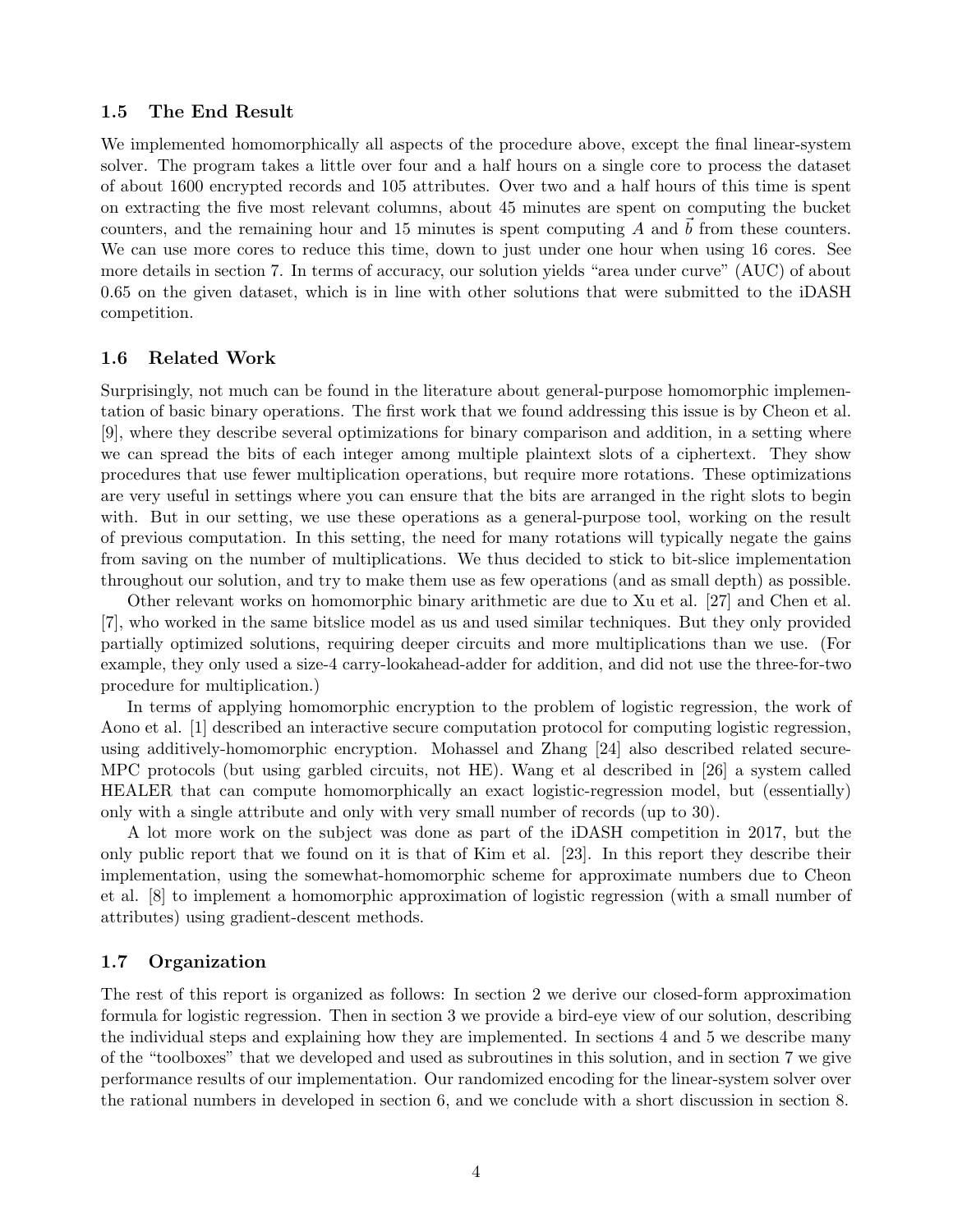### 1.5 The End Result

We implemented homomorphically all aspects of the procedure above, except the final linear-system solver. The program takes a little over four and a half hours on a single core to process the dataset of about 1600 encrypted records and 105 attributes. Over two and a half hours of this time is spent on extracting the five most relevant columns, about 45 minutes are spent on computing the bucket counters, and the remaining hour and 15 minutes is spent computing $A$ and $\vec{b}$ from these counters. We can use more cores to reduce this time, down to just under one hour when using 16 cores. See more details in section 7. In terms of accuracy, our solution yields "area under curve" (AUC) of about 0.65 on the given dataset, which is in line with other solutions that were submitted to the iDASH competition.

### 1.6 Related Work

Surprisingly, not much can be found in the literature about general-purpose homomorphic implementation of basic binary operations. The first work that we found addressing this issue is by Cheon et al. [9], where they describe several optimizations for binary comparison and addition, in a setting where we can spread the bits of each integer among multiple plaintext slots of a ciphertext. They show procedures that use fewer multiplication operations, but require more rotations. These optimizations are very useful in settings where you can ensure that the bits are arranged in the right slots to begin with. But in our setting, we use these operations as a general-purpose tool, working on the result of previous computation. In this setting, the need for many rotations will typically negate the gains from saving on the number of multiplications. We thus decided to stick to bit-slice implementation throughout our solution, and try to make them use as few operations (and as small depth) as possible.

Other relevant works on homomorphic binary arithmetic are due to Xu et al. [27] and Chen et al. [7], who worked in the same bitslice model as us and used similar techniques. But they only provided partially optimized solutions, requiring deeper circuits and more multiplications than we use. (For example, they only used a size-4 carry-lookahead-adder for addition, and did not use the three-for-two procedure for multiplication.)

In terms of applying homomorphic encryption to the problem of logistic regression, the work of Aono et al. [1] described an interactive secure computation protocol for computing logistic regression, using additively-homomorphic encryption. Mohassel and Zhang [24] also described related secure-MPC protocols (but using garbled circuits, not HE). Wang et al described in [26] a system called HEALER that can compute homomorphically an exact logistic-regression model, but (essentially) only with a single attribute and only with very small number of records (up to 30).

A lot more work on the subject was done as part of the iDASH competition in 2017, but the only public report that we found on it is that of Kim et al. [23]. In this report they describe their implementation, using the somewhat-homomorphic scheme for approximate numbers due to Cheon et al. [8] to implement a homomorphic approximation of logistic regression (with a small number of attributes) using gradient-descent methods.

### 1.7 Organization

The rest of this report is organized as follows: In section 2 we derive our closed-form approximation formula for logistic regression. Then in section 3 we provide a bird-eye view of our solution, describing the individual steps and explaining how they are implemented. In sections 4 and 5 we describe many of the "toolboxes" that we developed and used as subroutines in this solution, and in section 7 we give performance results of our implementation. Our randomized encoding for the linear-system solver over the rational numbers in developed in section 6, and we conclude with a short discussion in section 8.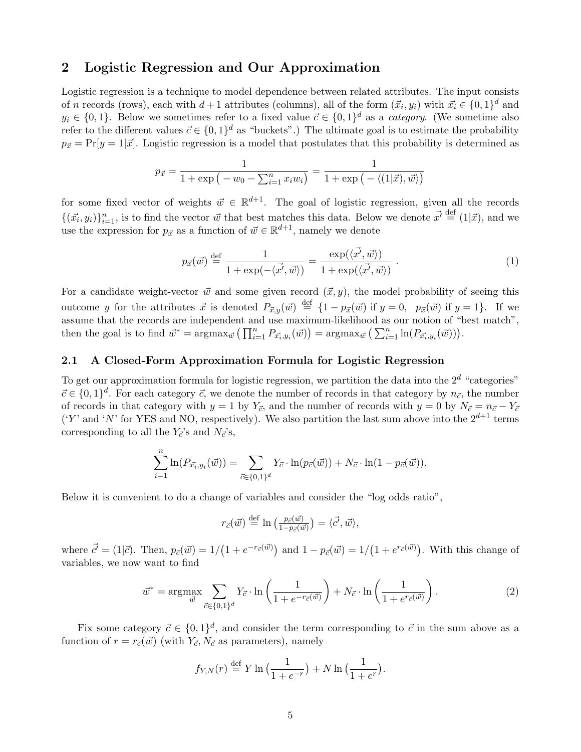## 2 Logistic Regression and Our Approximation

Logistic regression is a technique to model dependence between related attributes. The input consists of $n$ records (rows), each with $d+1$ attributes (columns), all of the form $(\vec{x_i}, y_i)$ with $\vec{x_i} \in \{0,1\}^d$ and $y_i \in \{0,1\}$. Below we sometimes refer to a fixed value $\vec{c} \in \{0,1\}^d$ as a *category*. (We sometime also refer to the different values $\vec{c} \in \{0,1\}^d$ as "buckets".) The ultimate goal is to estimate the probability $p_{\vec{x}} = \Pr[y = 1|\vec{x}]$. Logistic regression is a model that postulates that this probability is determined as

$$p_{\vec{x}} = \frac{1}{1 + \exp\big(-w_0 - \sum_{i=1}^n x_i w_i\big)} = \frac{1}{1 + \exp\big(-\langle (1|\vec{x}), \vec{w}\rangle\big)}$$

for some fixed vector of weights $\vec{w} \in \mathbb{R}^{d+1}$. The goal of logistic regression, given all the records $\{(\vec{x_i}, y_i)\}_{i=1}^n$, is to find the vector $\vec{w}$ that best matches this data. Below we denote $\vec{x'} \stackrel{\text{def}}{=} (1|\vec{x})$, and we use the expression for $p_{\vec{x}}$ as a function of $\vec{w} \in \mathbb{R}^{d+1}$, namely we denote

$$p_{\vec{x}}(\vec{w}) \stackrel{\text{def}}{=} \frac{1}{1 + \exp(-\langle \vec{x'}, \vec{w}\rangle)} = \frac{\exp(\langle \vec{x'}, \vec{w}\rangle)}{1 + \exp(\langle \vec{x'}, \vec{w}\rangle)}. \tag{1}$$

For a candidate weight-vector $\vec{w}$ and some given record $(\vec{x}, y)$, the model probability of seeing this outcome $y$ for the attributes $\vec{x}$ is denoted $P_{\vec{x},y}(\vec{w}) \stackrel{\text{def}}{=} \{1 - p_{\vec{x}}(\vec{w}) \text{ if } y = 0, \;\; p_{\vec{x}}(\vec{w}) \text{ if } y = 1\}$. If we assume that the records are independent and use maximum-likelihood as our notion of "best match", then the goal is to find $\vec{w}^* = \text{argmax}_{\vec{w}}\big(\prod_{i=1}^n P_{\vec{x_i},y_i}(\vec{w})\big) = \text{argmax}_{\vec{w}}\big(\sum_{i=1}^n \ln(P_{\vec{x_i},y_i}(\vec{w}))\big)$.

### 2.1 A Closed-Form Approximation Formula for Logistic Regression

To get our approximation formula for logistic regression, we partition the data into the $2^d$ "categories" $\vec{c} \in \{0,1\}^d$. For each category $\vec{c}$, we denote the number of records in that category by $n_{\vec{c}}$, the number of records in that category with $y = 1$ by $Y_{\vec{c}}$, and the number of records with $y = 0$ by $N_{\vec{c}} = n_{\vec{c}} - Y_{\vec{c}}$ ('$Y$' and '$N$' for YES and NO, respectively). We also partition the last sum above into the $2^{d+1}$ terms corresponding to all the $Y_{\vec{c}}$'s and $N_{\vec{c}}$'s,

$$\sum_{i=1}^n \ln(P_{\vec{x_i},y_i}(\vec{w})) = \sum_{\vec{c} \in \{0,1\}^d} Y_{\vec{c}} \cdot \ln(p_{\vec{c}}(\vec{w})) + N_{\vec{c}} \cdot \ln(1 - p_{\vec{c}}(\vec{w})).$$

Below it is convenient to do a change of variables and consider the "log odds ratio",

$$r_{\vec{c}}(\vec{w}) \stackrel{\text{def}}{=} \ln\big(\tfrac{p_{\vec{c}}(\vec{w})}{1 - p_{\vec{c}}(\vec{w})}\big) = \langle \vec{c'}, \vec{w}\rangle,$$

where $\vec{c'} = (1|\vec{c})$. Then, $p_{\vec{c}}(\vec{w}) = 1/\big(1 + e^{-r_{\vec{c}}(\vec{w})}\big)$ and $1 - p_{\vec{c}}(\vec{w}) = 1/\big(1 + e^{r_{\vec{c}}(\vec{w})}\big)$. With this change of variables, we now want to find

$$\vec{w}^* = \underset{\vec{w}}{\text{argmax}} \sum_{\vec{c} \in \{0,1\}^d} Y_{\vec{c}} \cdot \ln\left(\frac{1}{1 + e^{-r_{\vec{c}}(\vec{w})}}\right) + N_{\vec{c}} \cdot \ln\left(\frac{1}{1 + e^{r_{\vec{c}}(\vec{w})}}\right). \tag{2}$$

Fix some category $\vec{c} \in \{0,1\}^d$, and consider the term corresponding to $\vec{c}$ in the sum above as a function of $r = r_{\vec{c}}(\vec{w})$ (with $Y_{\vec{c}}, N_{\vec{c}}$ as parameters), namely

$$f_{Y,N}(r) \stackrel{\text{def}}{=} Y \ln\big(\frac{1}{1 + e^{-r}}\big) + N \ln\big(\frac{1}{1 + e^{r}}\big).$$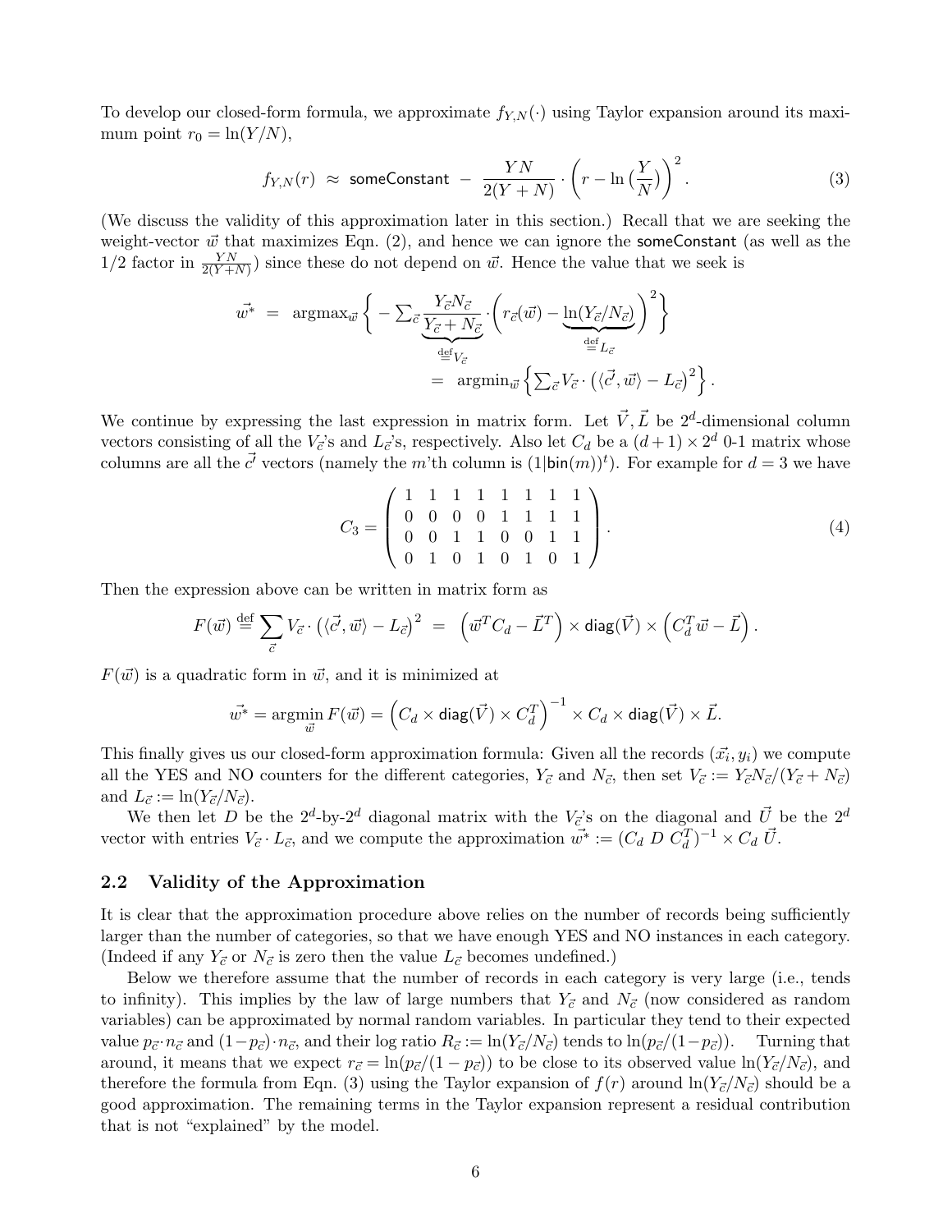To develop our closed-form formula, we approximate $f_{Y,N}(\cdot)$ using Taylor expansion around its maximum point $r_0 = \ln(Y/N)$,

$$f_{Y,N}(r) \approx \textsf{someConstant} - \frac{YN}{2(Y+N)} \cdot \left(r - \ln\left(\frac{Y}{N}\right)\right)^2. \tag{3}$$

(We discuss the validity of this approximation later in this section.) Recall that we are seeking the weight-vector $\vec{w}$ that maximizes Eqn. (2), and hence we can ignore the $\textsf{someConstant}$ (as well as the $1/2$ factor in $\frac{YN}{2(Y+N)}$) since these do not depend on $\vec{w}$. Hence the value that we seek is

$$\begin{aligned}\vec{w^*} &= \text{argmax}_{\vec{w}} \left\{ -\sum_{\vec{c}} \underbrace{\frac{Y_{\vec{c}} N_{\vec{c}}}{Y_{\vec{c}} + N_{\vec{c}}}}_{\stackrel{\text{def}}{=} V_{\vec{c}}} \cdot \left( r_{\vec{c}}(\vec{w}) - \underbrace{\ln(Y_{\vec{c}}/N_{\vec{c}})}_{\stackrel{\text{def}}{=} L_{\vec{c}}} \right)^2 \right\} \\ &= \text{argmin}_{\vec{w}} \left\{ \sum_{\vec{c}} V_{\vec{c}} \cdot \left( \langle \vec{c}, \vec{w} \rangle - L_{\vec{c}} \right)^2 \right\}.\end{aligned}$$

We continue by expressing the last expression in matrix form. Let $\vec{V}, \vec{L}$ be $2^d$-dimensional column vectors consisting of all the $V_{\vec{c}}$'s and $L_{\vec{c}}$'s, respectively. Also let $C_d$ be a $(d+1) \times 2^d$ 0-1 matrix whose columns are all the $\vec{c}$ vectors (namely the $m$'th column is $(1|\textsf{bin}(m))^t$). For example for $d = 3$ we have

$$C_3 = \begin{pmatrix} 1 & 1 & 1 & 1 & 1 & 1 & 1 & 1 \\ 0 & 0 & 0 & 0 & 1 & 1 & 1 & 1 \\ 0 & 0 & 1 & 1 & 0 & 0 & 1 & 1 \\ 0 & 1 & 0 & 1 & 0 & 1 & 0 & 1 \end{pmatrix}. \tag{4}$$

Then the expression above can be written in matrix form as

$$F(\vec{w}) \stackrel{\text{def}}{=} \sum_{\vec{c}} V_{\vec{c}} \cdot \left( \langle \vec{c}, \vec{w} \rangle - L_{\vec{c}} \right)^2 = \left( \vec{w}^T C_d - \vec{L}^T \right) \times \textsf{diag}(\vec{V}) \times \left( C_d^T \vec{w} - \vec{L} \right).$$

$F(\vec{w})$ is a quadratic form in $\vec{w}$, and it is minimized at

$$\vec{w^*} = \underset{\vec{w}}{\text{argmin}}\, F(\vec{w}) = \left( C_d \times \textsf{diag}(\vec{V}) \times C_d^T \right)^{-1} \times C_d \times \textsf{diag}(\vec{V}) \times \vec{L}.$$

This finally gives us our closed-form approximation formula: Given all the records $(\vec{x_i}, y_i)$ we compute all the YES and NO counters for the different categories, $Y_{\vec{c}}$ and $N_{\vec{c}}$, then set $V_{\vec{c}} := Y_{\vec{c}} N_{\vec{c}} / (Y_{\vec{c}} + N_{\vec{c}})$ and $L_{\vec{c}} := \ln(Y_{\vec{c}}/N_{\vec{c}})$.

We then let $D$ be the $2^d$-by-$2^d$ diagonal matrix with the $V_{\vec{c}}$'s on the diagonal and $\vec{U}$ be the $2^d$ vector with entries $V_{\vec{c}} \cdot L_{\vec{c}}$, and we compute the approximation $\vec{w^*} := (C_d\ D\ C_d^T)^{-1} \times C_d\ \vec{U}$.

## 2.2 Validity of the Approximation

It is clear that the approximation procedure above relies on the number of records being sufficiently larger than the number of categories, so that we have enough YES and NO instances in each category. (Indeed if any $Y_{\vec{c}}$ or $N_{\vec{c}}$ is zero then the value $L_{\vec{c}}$ becomes undefined.)

Below we therefore assume that the number of records in each category is very large (i.e., tends to infinity). This implies by the law of large numbers that $Y_{\vec{c}}$ and $N_{\vec{c}}$ (now considered as random variables) can be approximated by normal random variables. In particular they tend to their expected value $p_{\vec{c}} \cdot n_{\vec{c}}$ and $(1-p_{\vec{c}}) \cdot n_{\vec{c}}$, and their log ratio $R_{\vec{c}} := \ln(Y_{\vec{c}}/N_{\vec{c}})$ tends to $\ln(p_{\vec{c}}/(1-p_{\vec{c}}))$. Turning that around, it means that we expect $r_{\vec{c}} = \ln(p_{\vec{c}}/(1-p_{\vec{c}}))$ to be close to its observed value $\ln(Y_{\vec{c}}/N_{\vec{c}})$, and therefore the formula from Eqn. (3) using the Taylor expansion of $f(r)$ around $\ln(Y_{\vec{c}}/N_{\vec{c}})$ should be a good approximation. The remaining terms in the Taylor expansion represent a residual contribution that is not "explained" by the model.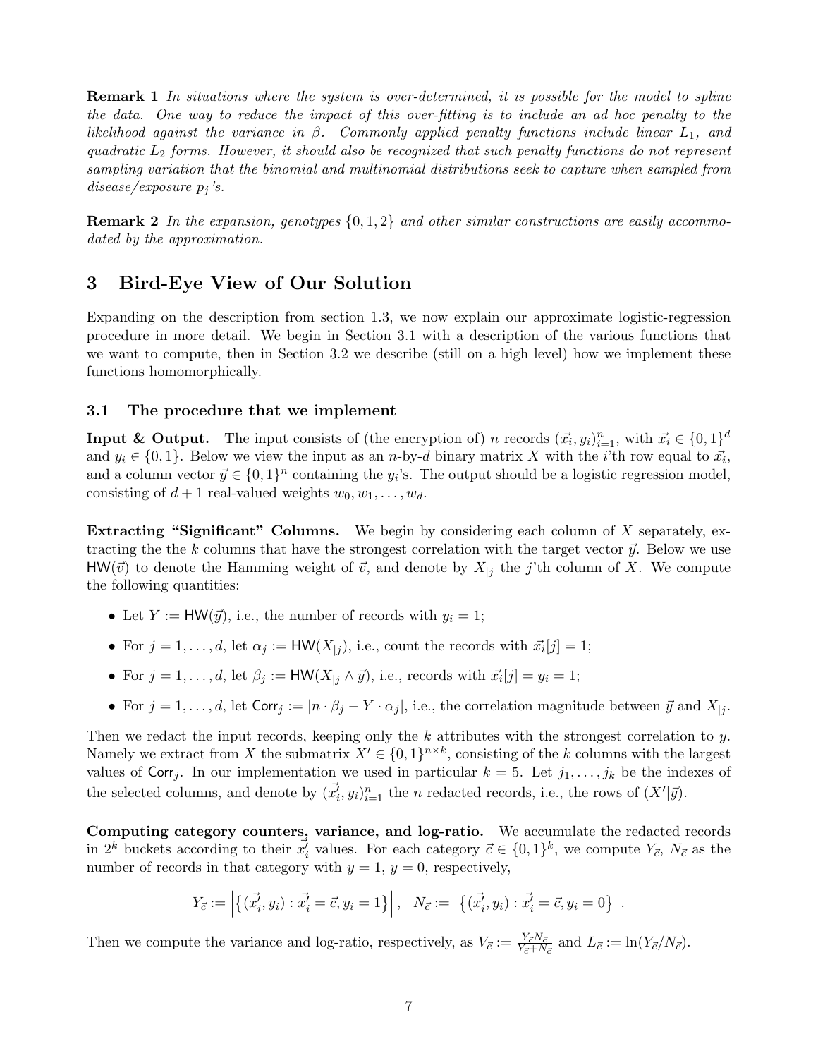**Remark 1** *In situations where the system is over-determined, it is possible for the model to spline the data. One way to reduce the impact of this over-fitting is to include an ad hoc penalty to the likelihood against the variance in $\beta$. Commonly applied penalty functions include linear $L_1$, and quadratic $L_2$ forms. However, it should also be recognized that such penalty functions do not represent sampling variation that the binomial and multinomial distributions seek to capture when sampled from disease/exposure $p_j$'s.*

**Remark 2** *In the expansion, genotypes $\{0,1,2\}$ and other similar constructions are easily accommodated by the approximation.*

## 3 Bird-Eye View of Our Solution

Expanding on the description from section 1.3, we now explain our approximate logistic-regression procedure in more detail. We begin in Section 3.1 with a description of the various functions that we want to compute, then in Section 3.2 we describe (still on a high level) how we implement these functions homomorphically.

### 3.1 The procedure that we implement

**Input & Output.** The input consists of (the encryption of) $n$ records $(\vec{x_i}, y_i)_{i=1}^n$, with $\vec{x_i} \in \{0,1\}^d$ and $y_i \in \{0,1\}$. Below we view the input as an $n$-by-$d$ binary matrix $X$ with the $i$'th row equal to $\vec{x_i}$, and a column vector $\vec{y} \in \{0,1\}^n$ containing the $y_i$'s. The output should be a logistic regression model, consisting of $d+1$ real-valued weights $w_0, w_1, \ldots, w_d$.

**Extracting "Significant" Columns.** We begin by considering each column of $X$ separately, extracting the the $k$ columns that have the strongest correlation with the target vector $\vec{y}$. Below we use $\mathsf{HW}(\vec{v})$ to denote the Hamming weight of $\vec{v}$, and denote by $X_{|j}$ the $j$'th column of $X$. We compute the following quantities:

- Let $Y := \mathsf{HW}(\vec{y})$, i.e., the number of records with $y_i = 1$;
- For $j = 1, \ldots, d$, let $\alpha_j := \mathsf{HW}(X_{|j})$, i.e., count the records with $\vec{x_i}[j] = 1$;
- For $j = 1, \ldots, d$, let $\beta_j := \mathsf{HW}(X_{|j} \wedge \vec{y})$, i.e., records with $\vec{x_i}[j] = y_i = 1$;
- For $j = 1, \ldots, d$, let $\mathsf{Corr}_j := |n \cdot \beta_j - Y \cdot \alpha_j|$, i.e., the correlation magnitude between $\vec{y}$ and $X_{|j}$.

Then we redact the input records, keeping only the $k$ attributes with the strongest correlation to $y$. Namely we extract from $X$ the submatrix $X' \in \{0,1\}^{n \times k}$, consisting of the $k$ columns with the largest values of $\mathsf{Corr}_j$. In our implementation we used in particular $k = 5$. Let $j_1, \ldots, j_k$ be the indexes of the selected columns, and denote by $(\vec{x'_i}, y_i)_{i=1}^n$ the $n$ redacted records, i.e., the rows of $(X'|\vec{y})$.

**Computing category counters, variance, and log-ratio.** We accumulate the redacted records in $2^k$ buckets according to their $\vec{x'_i}$ values. For each category $\vec{c} \in \{0,1\}^k$, we compute $Y_{\vec{c}}$, $N_{\vec{c}}$ as the number of records in that category with $y = 1$, $y = 0$, respectively,

$$Y_{\vec{c}} := \left| \left\{ (\vec{x'_i}, y_i) : \vec{x'_i} = \vec{c}, y_i = 1 \right\} \right|, \quad N_{\vec{c}} := \left| \left\{ (\vec{x'_i}, y_i) : \vec{x'_i} = \vec{c}, y_i = 0 \right\} \right|.$$

Then we compute the variance and log-ratio, respectively, as $V_{\vec{c}} := \frac{Y_{\vec{c}} N_{\vec{c}}}{Y_{\vec{c}} + N_{\vec{c}}}$ and $L_{\vec{c}} := \ln(Y_{\vec{c}}/N_{\vec{c}})$.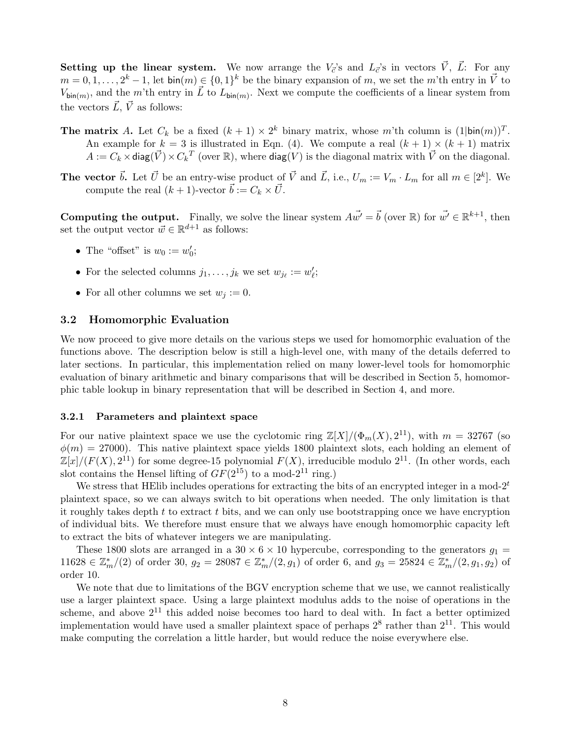**Setting up the linear system.** We now arrange the $V_{\vec{c}}$'s and $L_{\vec{c}}$'s in vectors $\vec{V}$, $\vec{L}$: For any $m = 0, 1, \ldots, 2^k - 1$, let $\mathsf{bin}(m) \in \{0,1\}^k$ be the binary expansion of $m$, we set the $m$'th entry in $\vec{V}$ to $V_{\mathsf{bin}(m)}$, and the $m$'th entry in $\vec{L}$ to $L_{\mathsf{bin}(m)}$. Next we compute the coefficients of a linear system from the vectors $\vec{L}$, $\vec{V}$ as follows:

**The matrix $A$.** Let $C_k$ be a fixed $(k+1) \times 2^k$ binary matrix, whose $m$'th column is $(1|\mathsf{bin}(m))^T$. An example for $k = 3$ is illustrated in Eqn. (4). We compute a real $(k+1) \times (k+1)$ matrix $A := C_k \times \mathsf{diag}(\vec{V}) \times C_k{}^T$ (over $\mathbb{R}$), where $\mathsf{diag}(V)$ is the diagonal matrix with $\vec{V}$ on the diagonal.

**The vector $\vec{b}$.** Let $\vec{U}$ be an entry-wise product of $\vec{V}$ and $\vec{L}$, i.e., $U_m := V_m \cdot L_m$ for all $m \in [2^k]$. We compute the real $(k+1)$-vector $\vec{b} := C_k \times \vec{U}$.

**Computing the output.** Finally, we solve the linear system $A\vec{w'} = \vec{b}$ (over $\mathbb{R}$) for $\vec{w'} \in \mathbb{R}^{k+1}$, then set the output vector $\vec{w} \in \mathbb{R}^{d+1}$ as follows:

- The "offset" is $w_0 := w'_0$;
- For the selected columns $j_1, \ldots, j_k$ we set $w_{j_\ell} := w'_\ell$;
- For all other columns we set $w_j := 0$.

## 3.2 Homomorphic Evaluation

We now proceed to give more details on the various steps we used for homomorphic evaluation of the functions above. The description below is still a high-level one, with many of the details deferred to later sections. In particular, this implementation relied on many lower-level tools for homomorphic evaluation of binary arithmetic and binary comparisons that will be described in Section 5, homomorphic table lookup in binary representation that will be described in Section 4, and more.

### 3.2.1 Parameters and plaintext space

For our native plaintext space we use the cyclotomic ring $\mathbb{Z}[X]/(\Phi_m(X), 2^{11})$, with $m = 32767$ (so $\phi(m) = 27000$). This native plaintext space yields 1800 plaintext slots, each holding an element of $\mathbb{Z}[x]/(F(X), 2^{11})$ for some degree-15 polynomial $F(X)$, irreducible modulo $2^{11}$. (In other words, each slot contains the Hensel lifting of $GF(2^{15})$ to a mod-$2^{11}$ ring.)

We stress that HElib includes operations for extracting the bits of an encrypted integer in a mod-$2^t$ plaintext space, so we can always switch to bit operations when needed. The only limitation is that it roughly takes depth $t$ to extract $t$ bits, and we can only use bootstrapping once we have encryption of individual bits. We therefore must ensure that we always have enough homomorphic capacity left to extract the bits of whatever integers we are manipulating.

These 1800 slots are arranged in a $30 \times 6 \times 10$ hypercube, corresponding to the generators $g_1 = 11628 \in \mathbb{Z}_m^*/(2)$ of order 30, $g_2 = 28087 \in \mathbb{Z}_m^*/(2, g_1)$ of order 6, and $g_3 = 25824 \in \mathbb{Z}_m^*/(2, g_1, g_2)$ of order 10.

We note that due to limitations of the BGV encryption scheme that we use, we cannot realistically use a larger plaintext space. Using a large plaintext modulus adds to the noise of operations in the scheme, and above $2^{11}$ this added noise becomes too hard to deal with. In fact a better optimized implementation would have used a smaller plaintext space of perhaps $2^8$ rather than $2^{11}$. This would make computing the correlation a little harder, but would reduce the noise everywhere else.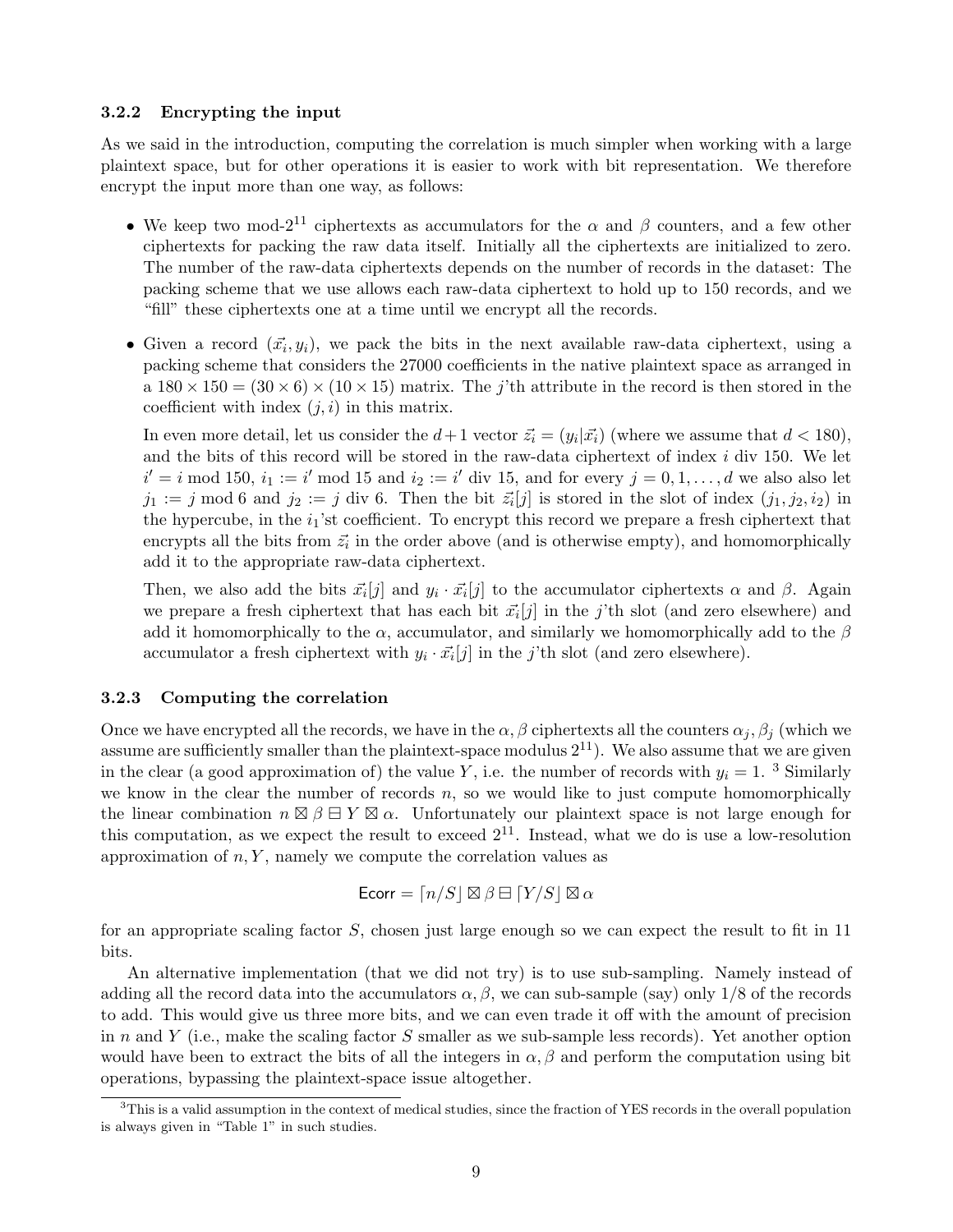### 3.2.2 Encrypting the input

As we said in the introduction, computing the correlation is much simpler when working with a large plaintext space, but for other operations it is easier to work with bit representation. We therefore encrypt the input more than one way, as follows:

- We keep two mod-$2^{11}$ ciphertexts as accumulators for the $\alpha$ and $\beta$ counters, and a few other ciphertexts for packing the raw data itself. Initially all the ciphertexts are initialized to zero. The number of the raw-data ciphertexts depends on the number of records in the dataset: The packing scheme that we use allows each raw-data ciphertext to hold up to 150 records, and we "fill" these ciphertexts one at a time until we encrypt all the records.
- Given a record $(\vec{x_i}, y_i)$, we pack the bits in the next available raw-data ciphertext, using a packing scheme that considers the 27000 coefficients in the native plaintext space as arranged in a $180 \times 150 = (30 \times 6) \times (10 \times 15)$ matrix. The $j$'th attribute in the record is then stored in the coefficient with index $(j, i)$ in this matrix.

  In even more detail, let us consider the $d+1$ vector $\vec{z_i} = (y_i|\vec{x_i})$ (where we assume that $d < 180$), and the bits of this record will be stored in the raw-data ciphertext of index $i$ div 150. We let $i' = i \bmod 150$, $i_1 := i' \bmod 15$ and $i_2 := i'$ div 15, and for every $j = 0, 1, \ldots, d$ we also also let $j_1 := j \bmod 6$ and $j_2 := j$ div 6. Then the bit $\vec{z_i}[j]$ is stored in the slot of index $(j_1, j_2, i_2)$ in the hypercube, in the $i_1$'st coefficient. To encrypt this record we prepare a fresh ciphertext that encrypts all the bits from $\vec{z_i}$ in the order above (and is otherwise empty), and homomorphically add it to the appropriate raw-data ciphertext.

  Then, we also add the bits $\vec{x_i}[j]$ and $y_i \cdot \vec{x_i}[j]$ to the accumulator ciphertexts $\alpha$ and $\beta$. Again we prepare a fresh ciphertext that has each bit $\vec{x_i}[j]$ in the $j$'th slot (and zero elsewhere) and add it homomorphically to the $\alpha$, accumulator, and similarly we homomorphically add to the $\beta$ accumulator a fresh ciphertext with $y_i \cdot \vec{x_i}[j]$ in the $j$'th slot (and zero elsewhere).

### 3.2.3 Computing the correlation

Once we have encrypted all the records, we have in the $\alpha, \beta$ ciphertexts all the counters $\alpha_j, \beta_j$ (which we assume are sufficiently smaller than the plaintext-space modulus $2^{11}$). We also assume that we are given in the clear (a good approximation of) the value $Y$, i.e. the number of records with $y_i = 1$. [3] Similarly we know in the clear the number of records $n$, so we would like to just compute homomorphically the linear combination $n \boxtimes \beta \boxminus Y \boxtimes \alpha$. Unfortunately our plaintext space is not large enough for this computation, as we expect the result to exceed $2^{11}$. Instead, what we do is use a low-resolution approximation of $n, Y$, namely we compute the correlation values as

$$\mathsf{Ecorr} = \lceil n/S \rfloor \boxtimes \beta \boxminus \lceil Y/S \rfloor \boxtimes \alpha$$

for an appropriate scaling factor $S$, chosen just large enough so we can expect the result to fit in 11 bits.

An alternative implementation (that we did not try) is to use sub-sampling. Namely instead of adding all the record data into the accumulators $\alpha, \beta$, we can sub-sample (say) only 1/8 of the records to add. This would give us three more bits, and we can even trade it off with the amount of precision in $n$ and $Y$ (i.e., make the scaling factor $S$ smaller as we sub-sample less records). Yet another option would have been to extract the bits of all the integers in $\alpha, \beta$ and perform the computation using bit operations, bypassing the plaintext-space issue altogether.

[3] This is a valid assumption in the context of medical studies, since the fraction of YES records in the overall population is always given in "Table 1" in such studies.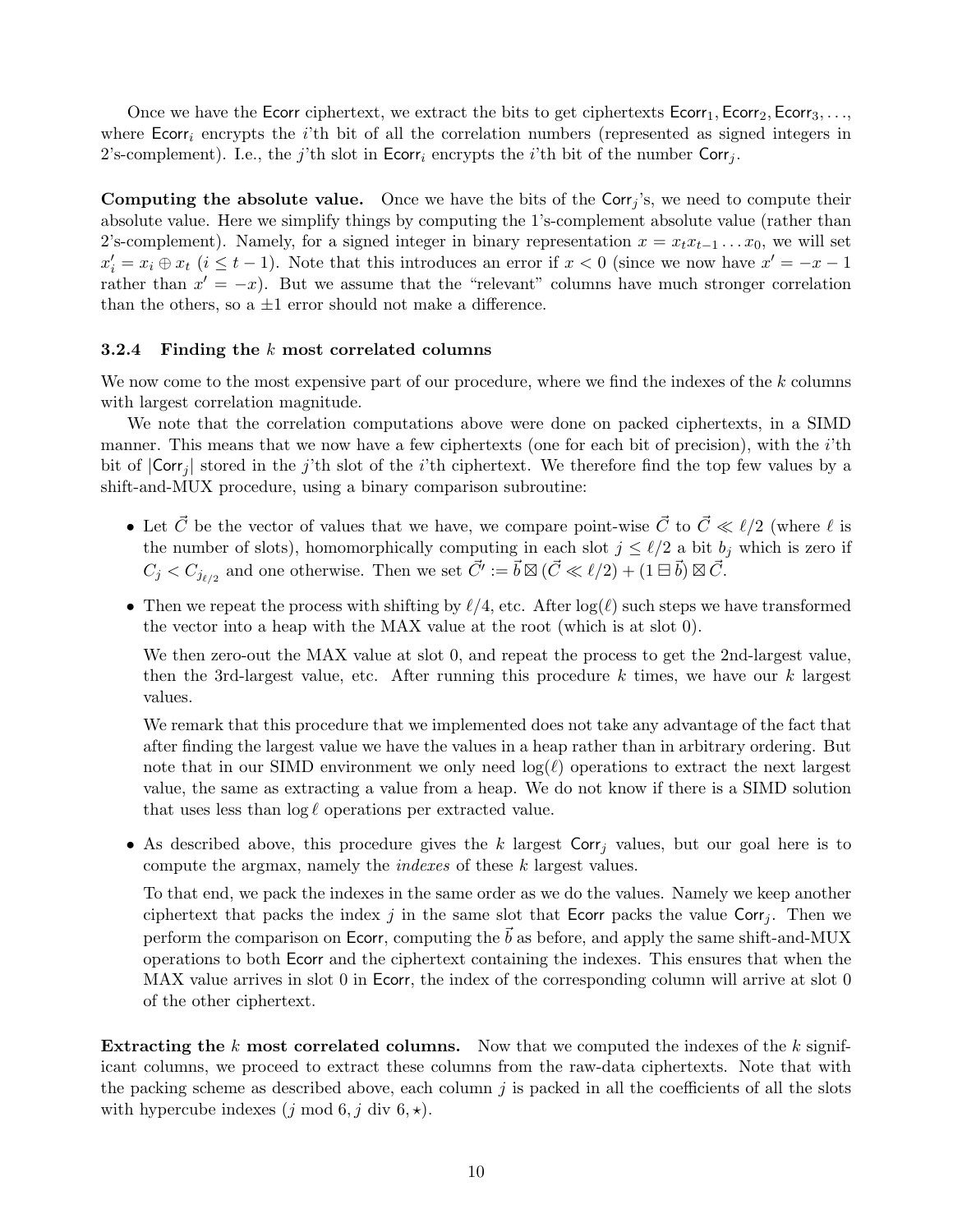Once we have the Ecorr ciphertext, we extract the bits to get ciphertexts $\mathsf{Ecorr}_1, \mathsf{Ecorr}_2, \mathsf{Ecorr}_3, \ldots$, where $\mathsf{Ecorr}_i$ encrypts the $i$'th bit of all the correlation numbers (represented as signed integers in 2's-complement). I.e., the $j$'th slot in $\mathsf{Ecorr}_i$ encrypts the $i$'th bit of the number $\mathsf{Corr}_j$.

**Computing the absolute value.** Once we have the bits of the $\mathsf{Corr}_j$'s, we need to compute their absolute value. Here we simplify things by computing the 1's-complement absolute value (rather than 2's-complement). Namely, for a signed integer in binary representation $x = x_t x_{t-1} \ldots x_0$, we will set $x'_i = x_i \oplus x_t$ ($i \le t-1$). Note that this introduces an error if $x < 0$ (since we now have $x' = -x - 1$ rather than $x' = -x$). But we assume that the "relevant" columns have much stronger correlation than the others, so a $\pm 1$ error should not make a difference.

### 3.2.4 Finding the $k$ most correlated columns

We now come to the most expensive part of our procedure, where we find the indexes of the $k$ columns with largest correlation magnitude.

We note that the correlation computations above were done on packed ciphertexts, in a SIMD manner. This means that we now have a few ciphertexts (one for each bit of precision), with the $i$'th bit of $|\mathsf{Corr}_j|$ stored in the $j$'th slot of the $i$'th ciphertext. We therefore find the top few values by a shift-and-MUX procedure, using a binary comparison subroutine:

- Let $\vec{C}$ be the vector of values that we have, we compare point-wise $\vec{C}$ to $\vec{C} \lll \ell/2$ (where $\ell$ is the number of slots), homomorphically computing in each slot $j \le \ell/2$ a bit $b_j$ which is zero if $C_j < C_{j_{\ell/2}}$ and one otherwise. Then we set $\vec{C'} := \vec{b} \boxtimes (\vec{C} \lll \ell/2) + (1 \boxminus \vec{b}) \boxtimes \vec{C}$.
- Then we repeat the process with shifting by $\ell/4$, etc. After $\log(\ell)$ such steps we have transformed the vector into a heap with the MAX value at the root (which is at slot 0).

  We then zero-out the MAX value at slot 0, and repeat the process to get the 2nd-largest value, then the 3rd-largest value, etc. After running this procedure $k$ times, we have our $k$ largest values.

  We remark that this procedure that we implemented does not take any advantage of the fact that after finding the largest value we have the values in a heap rather than in arbitrary ordering. But note that in our SIMD environment we only need $\log(\ell)$ operations to extract the next largest value, the same as extracting a value from a heap. We do not know if there is a SIMD solution that uses less than $\log \ell$ operations per extracted value.
- As described above, this procedure gives the $k$ largest $\mathsf{Corr}_j$ values, but our goal here is to compute the argmax, namely the *indexes* of these $k$ largest values.

  To that end, we pack the indexes in the same order as we do the values. Namely we keep another ciphertext that packs the index $j$ in the same slot that Ecorr packs the value $\mathsf{Corr}_j$. Then we perform the comparison on Ecorr, computing the $\vec{b}$ as before, and apply the same shift-and-MUX operations to both Ecorr and the ciphertext containing the indexes. This ensures that when the MAX value arrives in slot 0 in Ecorr, the index of the corresponding column will arrive at slot 0 of the other ciphertext.

**Extracting the $k$ most correlated columns.** Now that we computed the indexes of the $k$ significant columns, we proceed to extract these columns from the raw-data ciphertexts. Note that with the packing scheme as described above, each column $j$ is packed in all the coefficients of all the slots with hypercube indexes ($j$ mod 6, $j$ div 6, $\star$).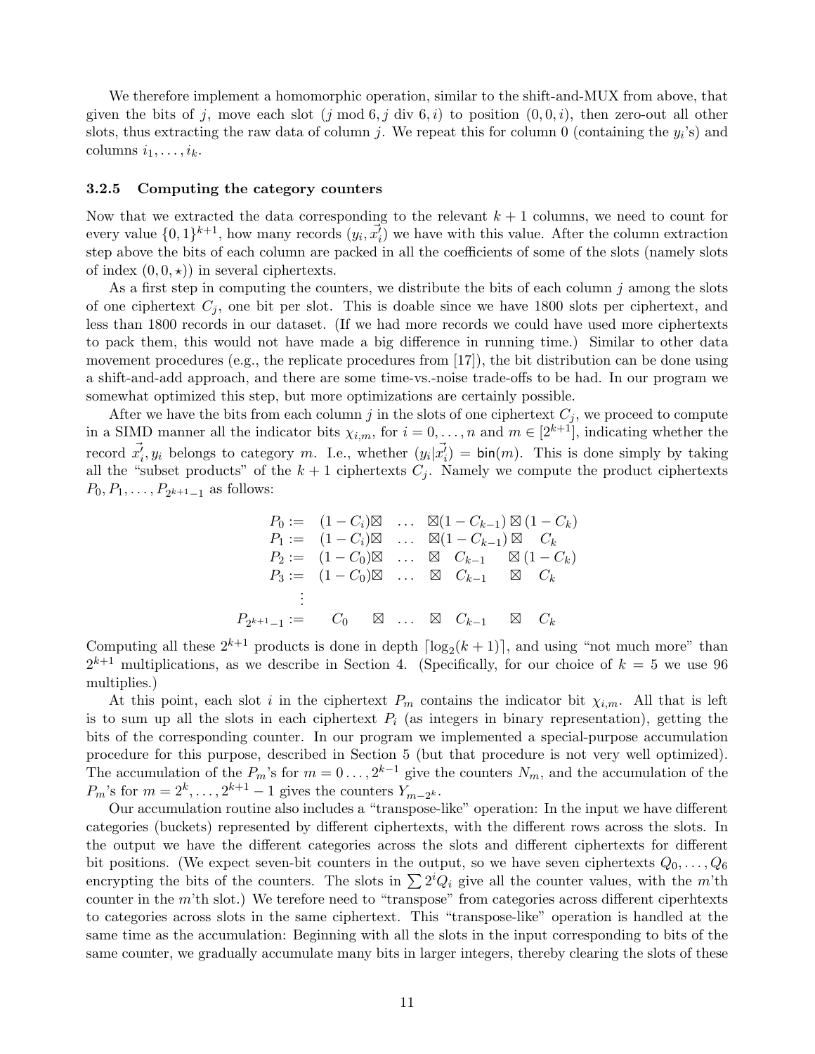We therefore implement a homomorphic operation, similar to the shift-and-MUX from above, that given the bits of $j$, move each slot $(j \bmod 6, j \text{ div } 6, i)$ to position $(0, 0, i)$, then zero-out all other slots, thus extracting the raw data of column $j$. We repeat this for column 0 (containing the $y_i$'s) and columns $i_1, \ldots, i_k$.

### 3.2.5 Computing the category counters

Now that we extracted the data corresponding to the relevant $k+1$ columns, we need to count for every value $\{0,1\}^{k+1}$, how many records $(y_i, \vec{x_i'})$ we have with this value. After the column extraction step above the bits of each column are packed in all the coefficients of some of the slots (namely slots of index $(0, 0, \star)$) in several ciphertexts.

As a first step in computing the counters, we distribute the bits of each column $j$ among the slots of one ciphertext $C_j$, one bit per slot. This is doable since we have 1800 slots per ciphertext, and less than 1800 records in our dataset. (If we had more records we could have used more ciphertexts to pack them, this would not have made a big difference in running time.) Similar to other data movement procedures (e.g., the replicate procedures from [17]), the bit distribution can be done using a shift-and-add approach, and there are some time-vs.-noise trade-offs to be had. In our program we somewhat optimized this step, but more optimizations are certainly possible.

After we have the bits from each column $j$ in the slots of one ciphertext $C_j$, we proceed to compute in a SIMD manner all the indicator bits $\chi_{i,m}$, for $i = 0, \ldots, n$ and $m \in [2^{k+1}]$, indicating whether the record $\vec{x_i'}, y_i$ belongs to category $m$. I.e., whether $(y_i|\vec{x_i'}) = \mathsf{bin}(m)$. This is done simply by taking all the "subset products" of the $k+1$ ciphertexts $C_j$. Namely we compute the product ciphertexts $P_0, P_1, \ldots, P_{2^{k+1}-1}$ as follows:

$$
\begin{array}{rcccc}
P_0 := & (1-C_i)\boxtimes & \ldots & \boxtimes(1-C_{k-1}) & \boxtimes(1-C_k) \\
P_1 := & (1-C_i)\boxtimes & \ldots & \boxtimes(1-C_{k-1}) & \boxtimes \quad C_k \\
P_2 := & (1-C_0)\boxtimes & \ldots & \boxtimes \quad C_{k-1} & \boxtimes(1-C_k) \\
P_3 := & (1-C_0)\boxtimes & \ldots & \boxtimes \quad C_{k-1} & \boxtimes \quad C_k \\
\vdots & & & & \\
P_{2^{k+1}-1} := & C_0 \quad \boxtimes & \ldots & \boxtimes \quad C_{k-1} & \boxtimes \quad C_k
\end{array}
$$

Computing all these $2^{k+1}$ products is done in depth $\lceil \log_2(k+1) \rceil$, and using "not much more" than $2^{k+1}$ multiplications, as we describe in Section 4. (Specifically, for our choice of $k = 5$ we use 96 multiplies.)

At this point, each slot $i$ in the ciphertext $P_m$ contains the indicator bit $\chi_{i,m}$. All that is left is to sum up all the slots in each ciphertext $P_i$ (as integers in binary representation), getting the bits of the corresponding counter. In our program we implemented a special-purpose accumulation procedure for this purpose, described in Section 5 (but that procedure is not very well optimized). The accumulation of the $P_m$'s for $m = 0 \ldots, 2^{k-1}$ give the counters $N_m$, and the accumulation of the $P_m$'s for $m = 2^k, \ldots, 2^{k+1}-1$ gives the counters $Y_{m-2^k}$.

Our accumulation routine also includes a "transpose-like" operation: In the input we have different categories (buckets) represented by different ciphertexts, with the different rows across the slots. In the output we have the different categories across the slots and different ciphertexts for different bit positions. (We expect seven-bit counters in the output, so we have seven ciphertexts $Q_0, \ldots, Q_6$ encrypting the bits of the counters. The slots in $\sum 2^i Q_i$ give all the counter values, with the $m$'th counter in the $m$'th slot.) We terefore need to "transpose" from categories across different ciperhtexts to categories across slots in the same ciphertext. This "transpose-like" operation is handled at the same time as the accumulation: Beginning with all the slots in the input corresponding to bits of the same counter, we gradually accumulate many bits in larger integers, thereby clearing the slots of these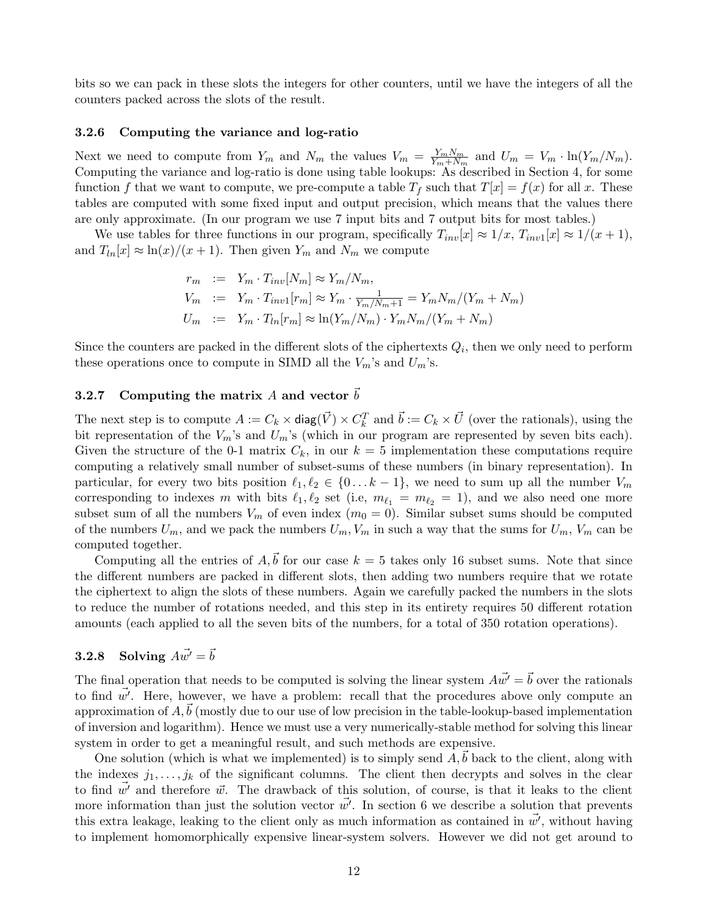bits so we can pack in these slots the integers for other counters, until we have the integers of all the counters packed across the slots of the result.

### 3.2.6 Computing the variance and log-ratio

Next we need to compute from $Y_m$ and $N_m$ the values $V_m = \frac{Y_m N_m}{Y_m + N_m}$ and $U_m = V_m \cdot \ln(Y_m/N_m)$. Computing the variance and log-ratio is done using table lookups: As described in Section 4, for some function $f$ that we want to compute, we pre-compute a table $T_f$ such that $T[x] = f(x)$ for all $x$. These tables are computed with some fixed input and output precision, which means that the values there are only approximate. (In our program we use 7 input bits and 7 output bits for most tables.)

We use tables for three functions in our program, specifically $T_{inv}[x] \approx 1/x$, $T_{inv1}[x] \approx 1/(x+1)$, and $T_{ln}[x] \approx \ln(x)/(x+1)$. Then given $Y_m$ and $N_m$ we compute

$$
\begin{aligned}
r_m &:= Y_m \cdot T_{inv}[N_m] \approx Y_m/N_m, \\
V_m &:= Y_m \cdot T_{inv1}[r_m] \approx Y_m \cdot \tfrac{1}{Y_m/N_m+1} = Y_m N_m/(Y_m + N_m) \\
U_m &:= Y_m \cdot T_{ln}[r_m] \approx \ln(Y_m/N_m) \cdot Y_m N_m/(Y_m + N_m)
\end{aligned}
$$

Since the counters are packed in the different slots of the ciphertexts $Q_i$, then we only need to perform these operations once to compute in SIMD all the $V_m$'s and $U_m$'s.

### 3.2.7 Computing the matrix $A$ and vector $\vec{b}$

The next step is to compute $A := C_k \times \mathsf{diag}(\vec{V}) \times C_k^T$ and $\vec{b} := C_k \times \vec{U}$ (over the rationals), using the bit representation of the $V_m$'s and $U_m$'s (which in our program are represented by seven bits each). Given the structure of the 0-1 matrix $C_k$, in our $k = 5$ implementation these computations require computing a relatively small number of subset-sums of these numbers (in binary representation). In particular, for every two bits position $\ell_1, \ell_2 \in \{0 \dots k-1\}$, we need to sum up all the number $V_m$ corresponding to indexes $m$ with bits $\ell_1, \ell_2$ set (i.e, $m_{\ell_1} = m_{\ell_2} = 1$), and we also need one more subset sum of all the numbers $V_m$ of even index ($m_0 = 0$). Similar subset sums should be computed of the numbers $U_m$, and we pack the numbers $U_m, V_m$ in such a way that the sums for $U_m, V_m$ can be computed together.

Computing all the entries of $A, \vec{b}$ for our case $k = 5$ takes only 16 subset sums. Note that since the different numbers are packed in different slots, then adding two numbers require that we rotate the ciphertext to align the slots of these numbers. Again we carefully packed the numbers in the slots to reduce the number of rotations needed, and this step in its entirety requires 50 different rotation amounts (each applied to all the seven bits of the numbers, for a total of 350 rotation operations).

### 3.2.8 Solving $A\vec{w'} = \vec{b}$

The final operation that needs to be computed is solving the linear system $A\vec{w'} = \vec{b}$ over the rationals to find $\vec{w'}$. Here, however, we have a problem: recall that the procedures above only compute an approximation of $A, \vec{b}$ (mostly due to our use of low precision in the table-lookup-based implementation of inversion and logarithm). Hence we must use a very numerically-stable method for solving this linear system in order to get a meaningful result, and such methods are expensive.

One solution (which is what we implemented) is to simply send $A, \vec{b}$ back to the client, along with the indexes $j_1, \dots, j_k$ of the significant columns. The client then decrypts and solves in the clear to find $\vec{w'}$ and therefore $\vec{w}$. The drawback of this solution, of course, is that it leaks to the client more information than just the solution vector $\vec{w'}$. In section 6 we describe a solution that prevents this extra leakage, leaking to the client only as much information as contained in $\vec{w'}$, without having to implement homomorphically expensive linear-system solvers. However we did not get around to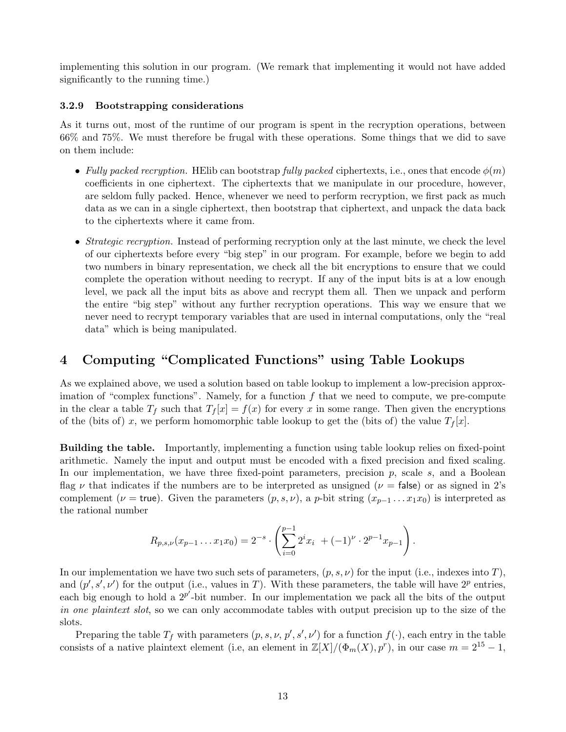implementing this solution in our program. (We remark that implementing it would not have added significantly to the running time.)

#### 3.2.9 Bootstrapping considerations

As it turns out, most of the runtime of our program is spent in the recryption operations, between 66% and 75%. We must therefore be frugal with these operations. Some things that we did to save on them include:

- *Fully packed recryption.* HElib can bootstrap *fully packed* ciphertexts, i.e., ones that encode $\phi(m)$ coefficients in one ciphertext. The ciphertexts that we manipulate in our procedure, however, are seldom fully packed. Hence, whenever we need to perform recryption, we first pack as much data as we can in a single ciphertext, then bootstrap that ciphertext, and unpack the data back to the ciphertexts where it came from.
- *Strategic recryption.* Instead of performing recryption only at the last minute, we check the level of our ciphertexts before every "big step" in our program. For example, before we begin to add two numbers in binary representation, we check all the bit encryptions to ensure that we could complete the operation without needing to recrypt. If any of the input bits is at a low enough level, we pack all the input bits as above and recrypt them all. Then we unpack and perform the entire "big step" without any further recryption operations. This way we ensure that we never need to recrypt temporary variables that are used in internal computations, only the "real data" which is being manipulated.

## 4 Computing "Complicated Functions" using Table Lookups

As we explained above, we used a solution based on table lookup to implement a low-precision approximation of "complex functions". Namely, for a function $f$ that we need to compute, we pre-compute in the clear a table $T_f$ such that $T_f[x] = f(x)$ for every $x$ in some range. Then given the encryptions of the (bits of) $x$, we perform homomorphic table lookup to get the (bits of) the value $T_f[x]$.

**Building the table.** Importantly, implementing a function using table lookup relies on fixed-point arithmetic. Namely the input and output must be encoded with a fixed precision and fixed scaling. In our implementation, we have three fixed-point parameters, precision $p$, scale $s$, and a Boolean flag $\nu$ that indicates if the numbers are to be interpreted as unsigned ($\nu = \mathsf{false}$) or as signed in 2's complement ($\nu = \mathsf{true}$). Given the parameters $(p, s, \nu)$, a $p$-bit string $(x_{p-1} \ldots x_1 x_0)$ is interpreted as the rational number

$$R_{p,s,\nu}(x_{p-1} \ldots x_1 x_0) = 2^{-s} \cdot \left( \sum_{i=0}^{p-1} 2^i x_i \ + (-1)^\nu \cdot 2^{p-1} x_{p-1} \right).$$

In our implementation we have two such sets of parameters, $(p, s, \nu)$ for the input (i.e., indexes into $T$), and $(p', s', \nu')$ for the output (i.e., values in $T$). With these parameters, the table will have $2^p$ entries, each big enough to hold a $2^{p'}$-bit number. In our implementation we pack all the bits of the output *in one plaintext slot*, so we can only accommodate tables with output precision up to the size of the slots.

Preparing the table $T_f$ with parameters $(p, s, \nu, p', s', \nu')$ for a function $f(\cdot)$, each entry in the table consists of a native plaintext element (i.e, an element in $\mathbb{Z}[X]/(\Phi_m(X), p^r)$, in our case $m = 2^{15} - 1$,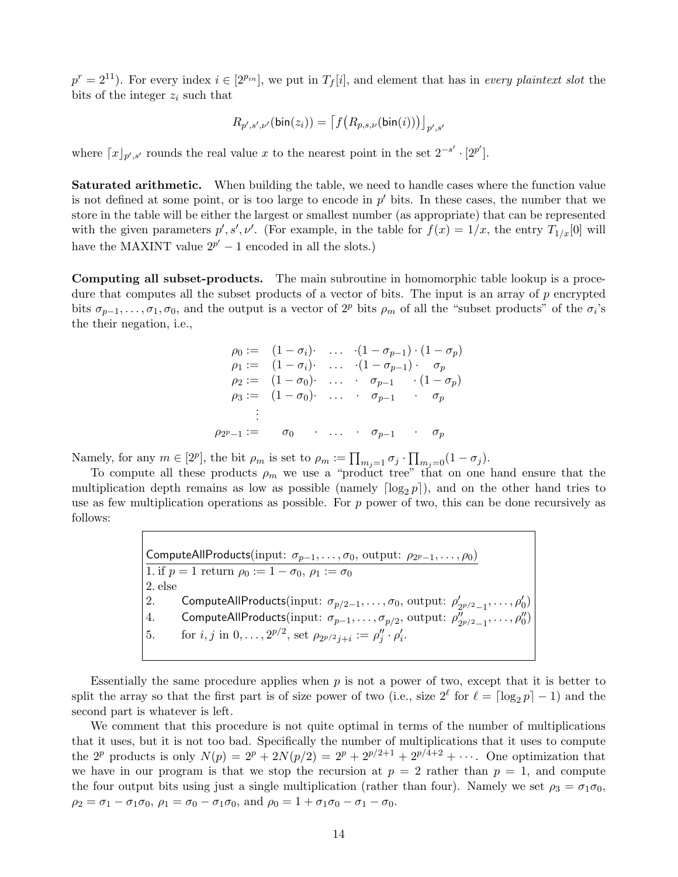$p^r = 2^{11}$). For every index $i \in [2^{p_{in}}]$, we put in $T_f[i]$, and element that has in *every plaintext slot* the bits of the integer $z_i$ such that

$$R_{p',s',\nu'}(\mathsf{bin}(z_i)) = \lceil f\big(R_{p,s,\nu}(\mathsf{bin}(i))\big)\rfloor_{p',s'}$$

where $\lceil x \rfloor_{p',s'}$ rounds the real value $x$ to the nearest point in the set $2^{-s'} \cdot [2^{p'}]$.

**Saturated arithmetic.** When building the table, we need to handle cases where the function value is not defined at some point, or is too large to encode in $p'$ bits. In these cases, the number that we store in the table will be either the largest or smallest number (as appropriate) that can be represented with the given parameters $p', s', \nu'$. (For example, in the table for $f(x) = 1/x$, the entry $T_{1/x}[0]$ will have the MAXINT value $2^{p'} - 1$ encoded in all the slots.)

**Computing all subset-products.** The main subroutine in homomorphic table lookup is a procedure that computes all the subset products of a vector of bits. The input is an array of $p$ encrypted bits $\sigma_{p-1}, \ldots, \sigma_1, \sigma_0$, and the output is a vector of $2^p$ bits $\rho_m$ of all the "subset products" of the $\sigma_i$'s the their negation, i.e.,

$$\begin{array}{rcccccc}
\rho_0 := & (1-\sigma_i)\cdot & \ldots & \cdot(1-\sigma_{p-1}) & \cdot\,(1-\sigma_p) \\
\rho_1 := & (1-\sigma_i)\cdot & \ldots & \cdot(1-\sigma_{p-1}) & \cdot\quad \sigma_p \\
\rho_2 := & (1-\sigma_0)\cdot & \ldots & \cdot\quad \sigma_{p-1} & \cdot\,(1-\sigma_p) \\
\rho_3 := & (1-\sigma_0)\cdot & \ldots & \cdot\quad \sigma_{p-1} & \cdot\quad \sigma_p \\
\vdots & & & & \\
\rho_{2^p-1} := & \sigma_0 \quad \cdot & \ldots & \cdot\quad \sigma_{p-1} & \cdot\quad \sigma_p
\end{array}$$

Namely, for any $m \in [2^p]$, the bit $\rho_m$ is set to $\rho_m := \prod_{m_j=1} \sigma_j \cdot \prod_{m_j=0}(1-\sigma_j)$.

To compute all these products $\rho_m$ we use a "product tree" that on one hand ensure that the multiplication depth remains as low as possible (namely $\lceil \log_2 p \rceil$), and on the other hand tries to use as few multiplication operations as possible. For $p$ power of two, this can be done recursively as follows:

```
ComputeAllProducts(input: σ_{p-1}, ..., σ_0, output: ρ_{2^p-1}, ..., ρ_0)
1. if p = 1 return ρ_0 := 1 - σ_0, ρ_1 := σ_0
2. else
2.     ComputeAllProducts(input: σ_{p/2-1}, ..., σ_0, output: ρ'_{2^{p/2}-1}, ..., ρ'_0)
4.     ComputeAllProducts(input: σ_{p-1}, ..., σ_{p/2}, output: ρ''_{2^{p/2}-1}, ..., ρ''_0)
5.     for i, j in 0, ..., 2^{p/2}, set ρ_{2^{p/2}j+i} := ρ''_j · ρ'_i.
```

Essentially the same procedure applies when $p$ is not a power of two, except that it is better to split the array so that the first part is of size power of two (i.e., size $2^\ell$ for $\ell = \lceil \log_2 p \rceil - 1$) and the second part is whatever is left.

We comment that this procedure is not quite optimal in terms of the number of multiplications that it uses, but it is not too bad. Specifically the number of multiplications that it uses to compute the $2^p$ products is only $N(p) = 2^p + 2N(p/2) = 2^p + 2^{p/2+1} + 2^{p/4+2} + \cdots$. One optimization that we have in our program is that we stop the recursion at $p = 2$ rather than $p = 1$, and compute the four output bits using just a single multiplication (rather than four). Namely we set $\rho_3 = \sigma_1\sigma_0$, $\rho_2 = \sigma_1 - \sigma_1\sigma_0$, $\rho_1 = \sigma_0 - \sigma_1\sigma_0$, and $\rho_0 = 1 + \sigma_1\sigma_0 - \sigma_1 - \sigma_0$.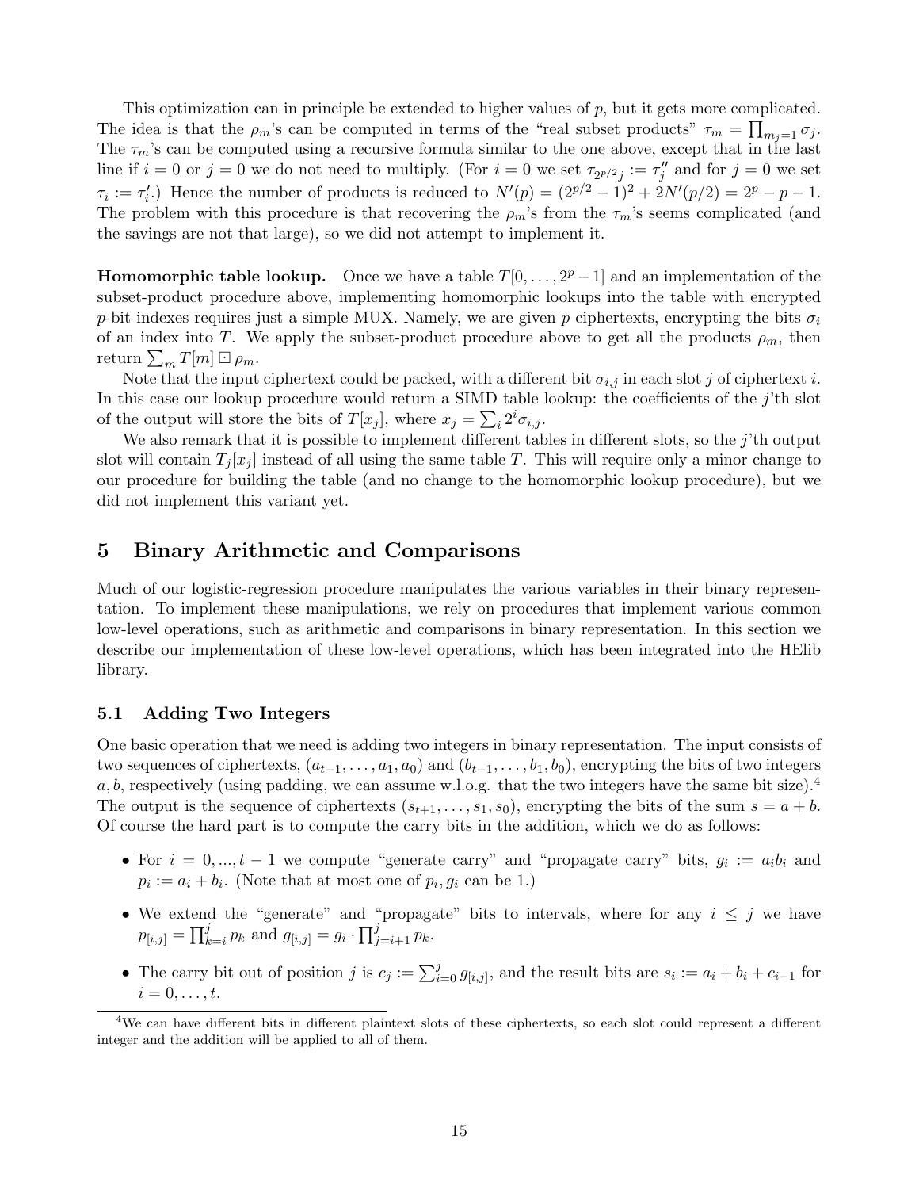This optimization can in principle be extended to higher values of $p$, but it gets more complicated. The idea is that the $\rho_m$'s can be computed in terms of the "real subset products" $\tau_m = \prod_{m_j=1} \sigma_j$. The $\tau_m$'s can be computed using a recursive formula similar to the one above, except that in the last line if $i = 0$ or $j = 0$ we do not need to multiply. (For $i = 0$ we set $\tau_{2^{p/2}j} := \tau''_j$ and for $j = 0$ we set $\tau_i := \tau'_i$.) Hence the number of products is reduced to $N'(p) = (2^{p/2} - 1)^2 + 2N'(p/2) = 2^p - p - 1$. The problem with this procedure is that recovering the $\rho_m$'s from the $\tau_m$'s seems complicated (and the savings are not that large), so we did not attempt to implement it.

**Homomorphic table lookup.** Once we have a table $T[0, \ldots, 2^p - 1]$ and an implementation of the subset-product procedure above, implementing homomorphic lookups into the table with encrypted $p$-bit indexes requires just a simple MUX. Namely, we are given $p$ ciphertexts, encrypting the bits $\sigma_i$ of an index into $T$. We apply the subset-product procedure above to get all the products $\rho_m$, then return $\sum_m T[m] \boxdot \rho_m$.

Note that the input ciphertext could be packed, with a different bit $\sigma_{i,j}$ in each slot $j$ of ciphertext $i$. In this case our lookup procedure would return a SIMD table lookup: the coefficients of the $j$'th slot of the output will store the bits of $T[x_j]$, where $x_j = \sum_i 2^i \sigma_{i,j}$.

We also remark that it is possible to implement different tables in different slots, so the $j$'th output slot will contain $T_j[x_j]$ instead of all using the same table $T$. This will require only a minor change to our procedure for building the table (and no change to the homomorphic lookup procedure), but we did not implement this variant yet.

## 5 Binary Arithmetic and Comparisons

Much of our logistic-regression procedure manipulates the various variables in their binary representation. To implement these manipulations, we rely on procedures that implement various common low-level operations, such as arithmetic and comparisons in binary representation. In this section we describe our implementation of these low-level operations, which has been integrated into the HElib library.

### 5.1 Adding Two Integers

One basic operation that we need is adding two integers in binary representation. The input consists of two sequences of ciphertexts, $(a_{t-1}, \ldots, a_1, a_0)$ and $(b_{t-1}, \ldots, b_1, b_0)$, encrypting the bits of two integers $a, b$, respectively (using padding, we can assume w.l.o.g. that the two integers have the same bit size).[4] The output is the sequence of ciphertexts $(s_{t+1}, \ldots, s_1, s_0)$, encrypting the bits of the sum $s = a + b$. Of course the hard part is to compute the carry bits in the addition, which we do as follows:

- For $i = 0, ..., t-1$ we compute "generate carry" and "propagate carry" bits, $g_i := a_i b_i$ and $p_i := a_i + b_i$. (Note that at most one of $p_i, g_i$ can be 1.)
- We extend the "generate" and "propagate" bits to intervals, where for any $i \leq j$ we have $p_{[i,j]} = \prod_{k=i}^{j} p_k$ and $g_{[i,j]} = g_i \cdot \prod_{j=i+1}^{j} p_k$.
- The carry bit out of position $j$ is $c_j := \sum_{i=0}^{j} g_{[i,j]}$, and the result bits are $s_i := a_i + b_i + c_{i-1}$ for $i = 0, \ldots, t$.

[4] We can have different bits in different plaintext slots of these ciphertexts, so each slot could represent a different integer and the addition will be applied to all of them.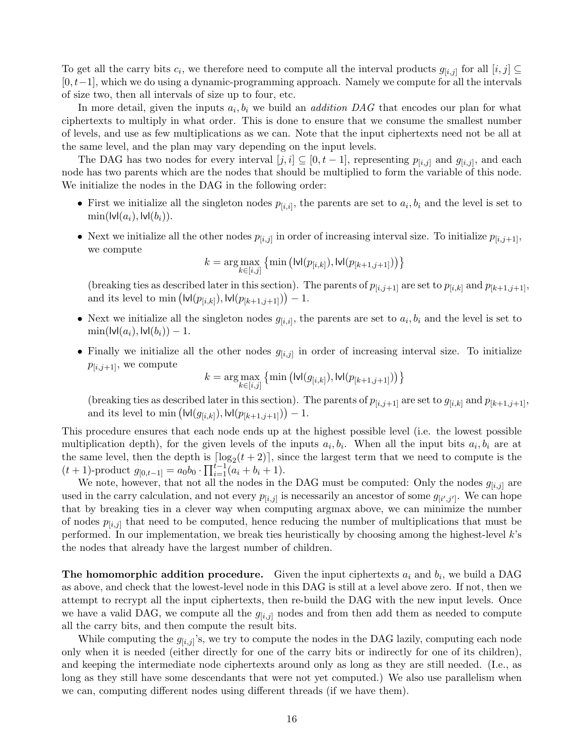To get all the carry bits $c_i$, we therefore need to compute all the interval products $g_{[i,j]}$ for all $[i,j] \subseteq [0, t-1]$, which we do using a dynamic-programming approach. Namely we compute for all the intervals of size two, then all intervals of size up to four, etc.

In more detail, given the inputs $a_i, b_i$ we build an *addition DAG* that encodes our plan for what ciphertexts to multiply in what order. This is done to ensure that we consume the smallest number of levels, and use as few multiplications as we can. Note that the input ciphertexts need not be all at the same level, and the plan may vary depending on the input levels.

The DAG has two nodes for every interval $[j,i] \subseteq [0, t-1]$, representing $p_{[i,j]}$ and $g_{[i,j]}$, and each node has two parents which are the nodes that should be multiplied to form the variable of this node. We initialize the nodes in the DAG in the following order:

- First we initialize all the singleton nodes $p_{[i,i]}$, the parents are set to $a_i, b_i$ and the level is set to $\min(\mathsf{lvl}(a_i), \mathsf{lvl}(b_i))$.
- Next we initialize all the other nodes $p_{[i,j]}$ in order of increasing interval size. To initialize $p_{[i,j+1]}$, we compute

$$k = \arg\max_{k \in [i,j]} \left\{ \min\left(\mathsf{lvl}(p_{[i,k]}), \mathsf{lvl}(p_{[k+1,j+1]})\right) \right\}$$

  (breaking ties as described later in this section). The parents of $p_{[i,j+1]}$ are set to $p_{[i,k]}$ and $p_{[k+1,j+1]}$, and its level to $\min\left(\mathsf{lvl}(p_{[i,k]}), \mathsf{lvl}(p_{[k+1,j+1]})\right) - 1$.
- Next we initialize all the singleton nodes $g_{[i,i]}$, the parents are set to $a_i, b_i$ and the level is set to $\min(\mathsf{lvl}(a_i), \mathsf{lvl}(b_i)) - 1$.
- Finally we initialize all the other nodes $g_{[i,j]}$ in order of increasing interval size. To initialize $p_{[i,j+1]}$, we compute

$$k = \arg\max_{k \in [i,j]} \left\{ \min\left(\mathsf{lvl}(g_{[i,k]}), \mathsf{lvl}(p_{[k+1,j+1]})\right) \right\}$$

  (breaking ties as described later in this section). The parents of $p_{[i,j+1]}$ are set to $g_{[i,k]}$ and $p_{[k+1,j+1]}$, and its level to $\min\left(\mathsf{lvl}(g_{[i,k]}), \mathsf{lvl}(p_{[k+1,j+1]})\right) - 1$.

This procedure ensures that each node ends up at the highest possible level (i.e. the lowest possible multiplication depth), for the given levels of the inputs $a_i, b_i$. When all the input bits $a_i, b_i$ are at the same level, then the depth is $\lceil \log_2(t+2) \rceil$, since the largest term that we need to compute is the $(t+1)$-product $g_{[0,t-1]} = a_0 b_0 \cdot \prod_{i=1}^{t-1}(a_i + b_i + 1)$.

We note, however, that not all the nodes in the DAG must be computed: Only the nodes $g_{[i,j]}$ are used in the carry calculation, and not every $p_{[i,j]}$ is necessarily an ancestor of some $g_{[i',j']}$. We can hope that by breaking ties in a clever way when computing argmax above, we can minimize the number of nodes $p_{[i,j]}$ that need to be computed, hence reducing the number of multiplications that must be performed. In our implementation, we break ties heuristically by choosing among the highest-level $k$'s the nodes that already have the largest number of children.

**The homomorphic addition procedure.** Given the input ciphertexts $a_i$ and $b_i$, we build a DAG as above, and check that the lowest-level node in this DAG is still at a level above zero. If not, then we attempt to recrypt all the input ciphertexts, then re-build the DAG with the new input levels. Once we have a valid DAG, we compute all the $g_{[i,j]}$ nodes and from then add them as needed to compute all the carry bits, and then compute the result bits.

While computing the $g_{[i,j]}$'s, we try to compute the nodes in the DAG lazily, computing each node only when it is needed (either directly for one of the carry bits or indirectly for one of its children), and keeping the intermediate node ciphertexts around only as long as they are still needed. (I.e., as long as they still have some descendants that were not yet computed.) We also use parallelism when we can, computing different nodes using different threads (if we have them).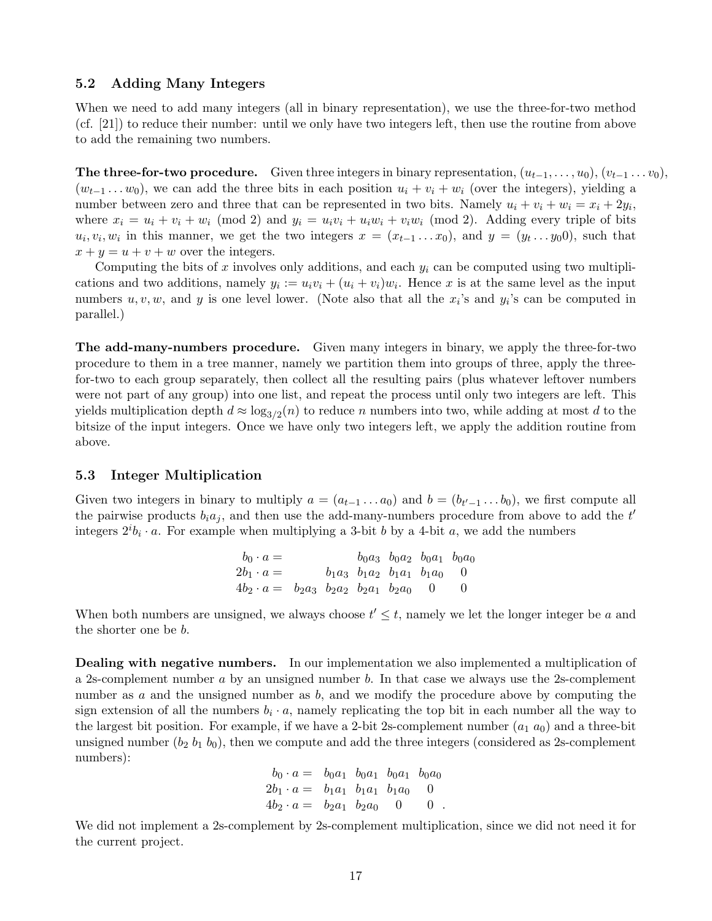### 5.2 Adding Many Integers

When we need to add many integers (all in binary representation), we use the three-for-two method (cf. [21]) to reduce their number: until we only have two integers left, then use the routine from above to add the remaining two numbers.

**The three-for-two procedure.** Given three integers in binary representation, $(u_{t-1}, \ldots, u_0)$, $(v_{t-1} \ldots v_0)$, $(w_{t-1} \ldots w_0)$, we can add the three bits in each position $u_i + v_i + w_i$ (over the integers), yielding a number between zero and three that can be represented in two bits. Namely $u_i + v_i + w_i = x_i + 2y_i$, where $x_i = u_i + v_i + w_i \pmod 2$ and $y_i = u_i v_i + u_i w_i + v_i w_i \pmod 2$. Adding every triple of bits $u_i, v_i, w_i$ in this manner, we get the two integers $x = (x_{t-1} \ldots x_0)$, and $y = (y_t \ldots y_0 0)$, such that $x + y = u + v + w$ over the integers.

Computing the bits of $x$ involves only additions, and each $y_i$ can be computed using two multiplications and two additions, namely $y_i := u_i v_i + (u_i + v_i) w_i$. Hence $x$ is at the same level as the input numbers $u, v, w$, and $y$ is one level lower. (Note also that all the $x_i$'s and $y_i$'s can be computed in parallel.)

**The add-many-numbers procedure.** Given many integers in binary, we apply the three-for-two procedure to them in a tree manner, namely we partition them into groups of three, apply the three-for-two to each group separately, then collect all the resulting pairs (plus whatever leftover numbers were not part of any group) into one list, and repeat the process until only two integers are left. This yields multiplication depth $d \approx \log_{3/2}(n)$ to reduce $n$ numbers into two, while adding at most $d$ to the bitsize of the input integers. Once we have only two integers left, we apply the addition routine from above.

### 5.3 Integer Multiplication

Given two integers in binary to multiply $a = (a_{t-1} \ldots a_0)$ and $b = (b_{t'-1} \ldots b_0)$, we first compute all the pairwise products $b_i a_j$, and then use the add-many-numbers procedure from above to add the $t'$ integers $2^i b_i \cdot a$. For example when multiplying a 3-bit $b$ by a 4-bit $a$, we add the numbers

$$
\begin{array}{rcccccc}
b_0 \cdot a = & & & b_0 a_3 & b_0 a_2 & b_0 a_1 & b_0 a_0 \\
2b_1 \cdot a = & & b_1 a_3 & b_1 a_2 & b_1 a_1 & b_1 a_0 & 0 \\
4b_2 \cdot a = & b_2 a_3 & b_2 a_2 & b_2 a_1 & b_2 a_0 & 0 & 0
\end{array}
$$

When both numbers are unsigned, we always choose $t' \le t$, namely we let the longer integer be $a$ and the shorter one be $b$.

**Dealing with negative numbers.** In our implementation we also implemented a multiplication of a 2s-complement number $a$ by an unsigned number $b$. In that case we always use the 2s-complement number as $a$ and the unsigned number as $b$, and we modify the procedure above by computing the sign extension of all the numbers $b_i \cdot a$, namely replicating the top bit in each number all the way to the largest bit position. For example, if we have a 2-bit 2s-complement number $(a_1\ a_0)$ and a three-bit unsigned number $(b_2\ b_1\ b_0)$, then we compute and add the three integers (considered as 2s-complement numbers):

$$
\begin{array}{rcccc}
b_0 \cdot a = & b_0 a_1 & b_0 a_1 & b_0 a_1 & b_0 a_0 \\
2b_1 \cdot a = & b_1 a_1 & b_1 a_1 & b_1 a_0 & 0 \\
4b_2 \cdot a = & b_2 a_1 & b_2 a_0 & 0 & 0\ .
\end{array}
$$

We did not implement a 2s-complement by 2s-complement multiplication, since we did not need it for the current project.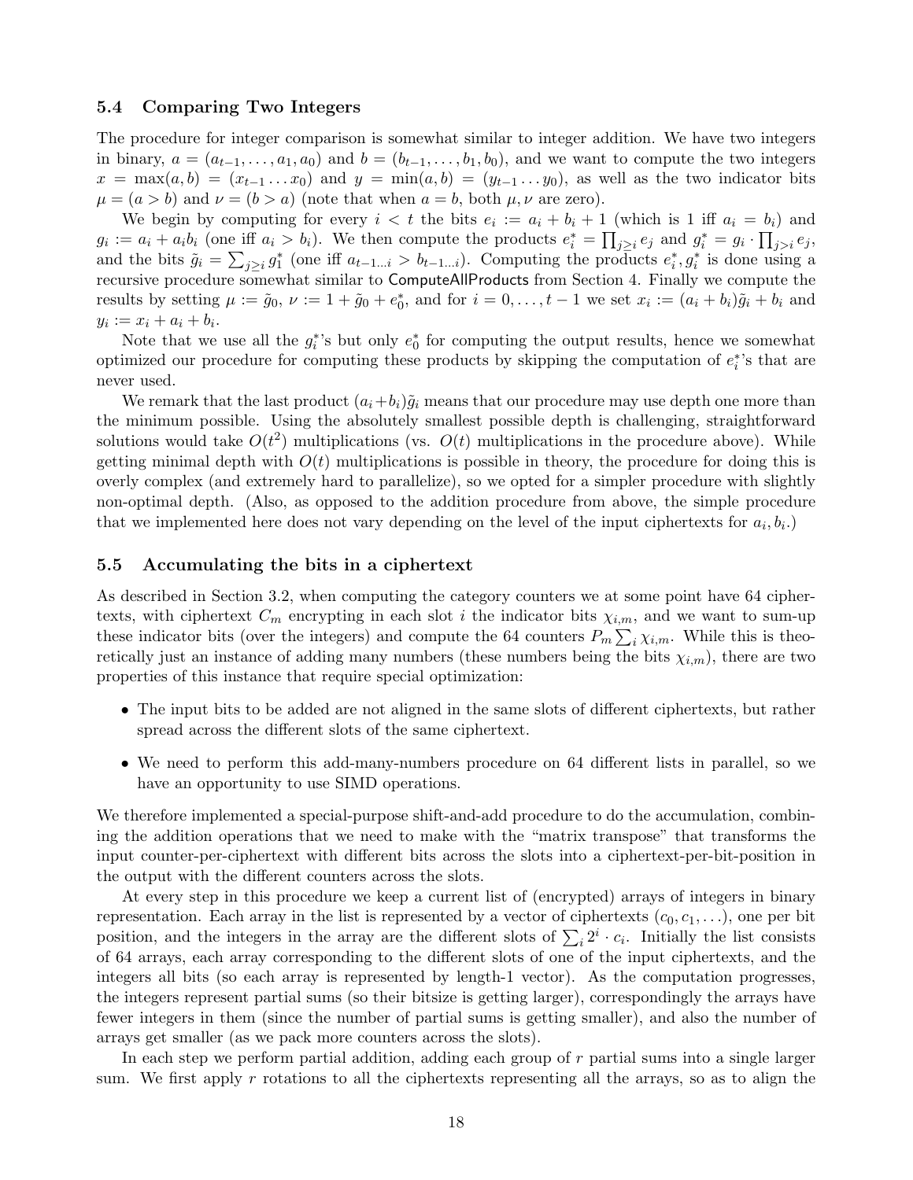### 5.4 Comparing Two Integers

The procedure for integer comparison is somewhat similar to integer addition. We have two integers in binary, $a = (a_{t-1}, \ldots, a_1, a_0)$ and $b = (b_{t-1}, \ldots, b_1, b_0)$, and we want to compute the two integers $x = \max(a, b) = (x_{t-1} \ldots x_0)$ and $y = \min(a, b) = (y_{t-1} \ldots y_0)$, as well as the two indicator bits $\mu = (a > b)$ and $\nu = (b > a)$ (note that when $a = b$, both $\mu, \nu$ are zero).

We begin by computing for every $i < t$ the bits $e_i := a_i + b_i + 1$ (which is 1 iff $a_i = b_i$) and $g_i := a_i + a_i b_i$ (one iff $a_i > b_i$). We then compute the products $e_i^* = \prod_{j \geq i} e_j$ and $g_i^* = g_i \cdot \prod_{j > i} e_j$, and the bits $\tilde{g}_i = \sum_{j \geq i} g_1^*$ (one iff $a_{t-1\ldots i} > b_{t-1\ldots i}$). Computing the products $e_i^*, g_i^*$ is done using a recursive procedure somewhat similar to ComputeAllProducts from Section 4. Finally we compute the results by setting $\mu := \tilde{g}_0$, $\nu := 1 + \tilde{g}_0 + e_0^*$, and for $i = 0, \ldots, t-1$ we set $x_i := (a_i + b_i)\tilde{g}_i + b_i$ and $y_i := x_i + a_i + b_i$.

Note that we use all the $g_i^*$'s but only $e_0^*$ for computing the output results, hence we somewhat optimized our procedure for computing these products by skipping the computation of $e_i^*$'s that are never used.

We remark that the last product $(a_i + b_i)\tilde{g}_i$ means that our procedure may use depth one more than the minimum possible. Using the absolutely smallest possible depth is challenging, straightforward solutions would take $O(t^2)$ multiplications (vs. $O(t)$ multiplications in the procedure above). While getting minimal depth with $O(t)$ multiplications is possible in theory, the procedure for doing this is overly complex (and extremely hard to parallelize), so we opted for a simpler procedure with slightly non-optimal depth. (Also, as opposed to the addition procedure from above, the simple procedure that we implemented here does not vary depending on the level of the input ciphertexts for $a_i, b_i$.)

### 5.5 Accumulating the bits in a ciphertext

As described in Section 3.2, when computing the category counters we at some point have 64 ciphertexts, with ciphertext $C_m$ encrypting in each slot $i$ the indicator bits $\chi_{i,m}$, and we want to sum-up these indicator bits (over the integers) and compute the 64 counters $P_m \sum_i \chi_{i,m}$. While this is theoretically just an instance of adding many numbers (these numbers being the bits $\chi_{i,m}$), there are two properties of this instance that require special optimization:

- The input bits to be added are not aligned in the same slots of different ciphertexts, but rather spread across the different slots of the same ciphertext.
- We need to perform this add-many-numbers procedure on 64 different lists in parallel, so we have an opportunity to use SIMD operations.

We therefore implemented a special-purpose shift-and-add procedure to do the accumulation, combining the addition operations that we need to make with the "matrix transpose" that transforms the input counter-per-ciphertext with different bits across the slots into a ciphertext-per-bit-position in the output with the different counters across the slots.

At every step in this procedure we keep a current list of (encrypted) arrays of integers in binary representation. Each array in the list is represented by a vector of ciphertexts $(c_0, c_1, \ldots)$, one per bit position, and the integers in the array are the different slots of $\sum_i 2^i \cdot c_i$. Initially the list consists of 64 arrays, each array corresponding to the different slots of one of the input ciphertexts, and the integers all bits (so each array is represented by length-1 vector). As the computation progresses, the integers represent partial sums (so their bitsize is getting larger), correspondingly the arrays have fewer integers in them (since the number of partial sums is getting smaller), and also the number of arrays get smaller (as we pack more counters across the slots).

In each step we perform partial addition, adding each group of $r$ partial sums into a single larger sum. We first apply $r$ rotations to all the ciphertexts representing all the arrays, so as to align the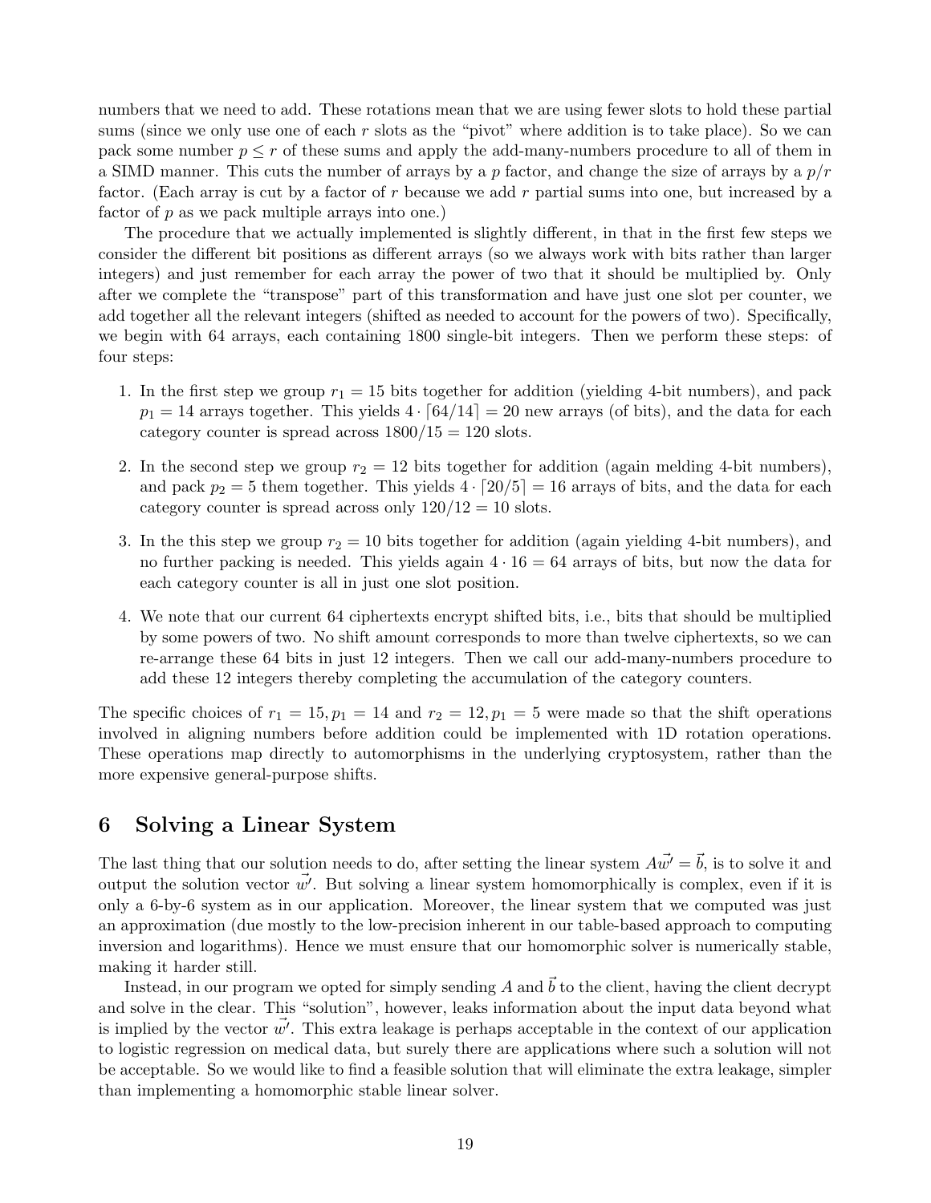numbers that we need to add. These rotations mean that we are using fewer slots to hold these partial sums (since we only use one of each $r$ slots as the "pivot" where addition is to take place). So we can pack some number $p \leq r$ of these sums and apply the add-many-numbers procedure to all of them in a SIMD manner. This cuts the number of arrays by a $p$ factor, and change the size of arrays by a $p/r$ factor. (Each array is cut by a factor of $r$ because we add $r$ partial sums into one, but increased by a factor of $p$ as we pack multiple arrays into one.)

The procedure that we actually implemented is slightly different, in that in the first few steps we consider the different bit positions as different arrays (so we always work with bits rather than larger integers) and just remember for each array the power of two that it should be multiplied by. Only after we complete the "transpose" part of this transformation and have just one slot per counter, we add together all the relevant integers (shifted as needed to account for the powers of two). Specifically, we begin with 64 arrays, each containing 1800 single-bit integers. Then we perform these steps: of four steps:

1. In the first step we group $r_1 = 15$ bits together for addition (yielding 4-bit numbers), and pack $p_1 = 14$ arrays together. This yields $4 \cdot \lceil 64/14 \rceil = 20$ new arrays (of bits), and the data for each category counter is spread across $1800/15 = 120$ slots.
2. In the second step we group $r_2 = 12$ bits together for addition (again melding 4-bit numbers), and pack $p_2 = 5$ them together. This yields $4 \cdot \lceil 20/5 \rceil = 16$ arrays of bits, and the data for each category counter is spread across only $120/12 = 10$ slots.
3. In the this step we group $r_2 = 10$ bits together for addition (again yielding 4-bit numbers), and no further packing is needed. This yields again $4 \cdot 16 = 64$ arrays of bits, but now the data for each category counter is all in just one slot position.
4. We note that our current 64 ciphertexts encrypt shifted bits, i.e., bits that should be multiplied by some powers of two. No shift amount corresponds to more than twelve ciphertexts, so we can re-arrange these 64 bits in just 12 integers. Then we call our add-many-numbers procedure to add these 12 integers thereby completing the accumulation of the category counters.

The specific choices of $r_1 = 15, p_1 = 14$ and $r_2 = 12, p_1 = 5$ were made so that the shift operations involved in aligning numbers before addition could be implemented with 1D rotation operations. These operations map directly to automorphisms in the underlying cryptosystem, rather than the more expensive general-purpose shifts.

## 6 Solving a Linear System

The last thing that our solution needs to do, after setting the linear system $A\vec{w'} = \vec{b}$, is to solve it and output the solution vector $\vec{w'}$. But solving a linear system homomorphically is complex, even if it is only a 6-by-6 system as in our application. Moreover, the linear system that we computed was just an approximation (due mostly to the low-precision inherent in our table-based approach to computing inversion and logarithms). Hence we must ensure that our homomorphic solver is numerically stable, making it harder still.

Instead, in our program we opted for simply sending $A$ and $\vec{b}$ to the client, having the client decrypt and solve in the clear. This "solution", however, leaks information about the input data beyond what is implied by the vector $\vec{w'}$. This extra leakage is perhaps acceptable in the context of our application to logistic regression on medical data, but surely there are applications where such a solution will not be acceptable. So we would like to find a feasible solution that will eliminate the extra leakage, simpler than implementing a homomorphic stable linear solver.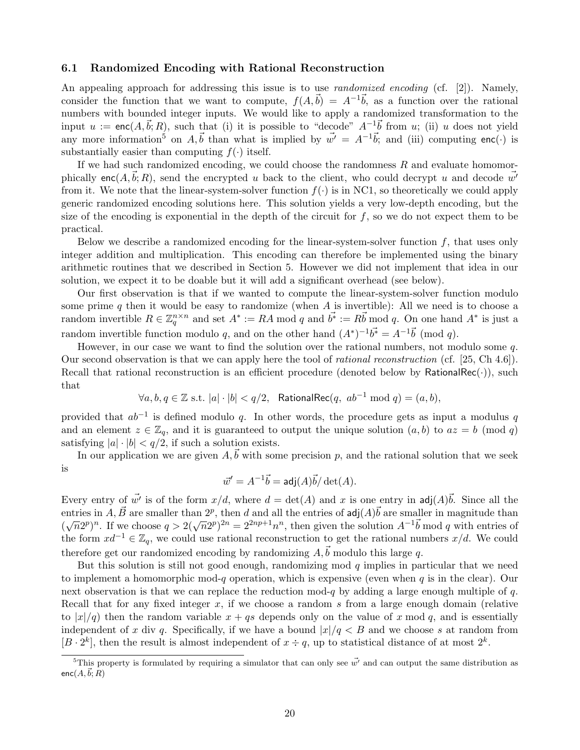### 6.1 Randomized Encoding with Rational Reconstruction

An appealing approach for addressing this issue is to use *randomized encoding* (cf. [2]). Namely, consider the function that we want to compute, $f(A, \vec{b}) = A^{-1}\vec{b}$, as a function over the rational numbers with bounded integer inputs. We would like to apply a randomized transformation to the input $u := \mathsf{enc}(A, \vec{b}; R)$, such that (i) it is possible to "decode" $A^{-1}\vec{b}$ from $u$; (ii) $u$ does not yield any more information[5] on $A, \vec{b}$ than what is implied by $\vec{w'} = A^{-1}\vec{b}$; and (iii) computing $\mathsf{enc}(\cdot)$ is substantially easier than computing $f(\cdot)$ itself.

If we had such randomized encoding, we could choose the randomness $R$ and evaluate homomorphically $\mathsf{enc}(A, \vec{b}; R)$, send the encrypted $u$ back to the client, who could decrypt $u$ and decode $\vec{w'}$ from it. We note that the linear-system-solver function $f(\cdot)$ is in NC1, so theoretically we could apply generic randomized encoding solutions here. This solution yields a very low-depth encoding, but the size of the encoding is exponential in the depth of the circuit for $f$, so we do not expect them to be practical.

Below we describe a randomized encoding for the linear-system-solver function $f$, that uses only integer addition and multiplication. This encoding can therefore be implemented using the binary arithmetic routines that we described in Section 5. However we did not implement that idea in our solution, we expect it to be doable but it will add a significant overhead (see below).

Our first observation is that if we wanted to compute the linear-system-solver function modulo some prime $q$ then it would be easy to randomize (when $A$ is invertible): All we need is to choose a random invertible $R \in \mathbb{Z}_q^{n\times n}$ and set $A^* := RA \bmod q$ and $\vec{b^*} := R\vec{b} \bmod q$. On one hand $A^*$ is just a random invertible function modulo $q$, and on the other hand $(A^*)^{-1}\vec{b^*} = A^{-1}\vec{b} \pmod q$.

However, in our case we want to find the solution over the rational numbers, not modulo some $q$. Our second observation is that we can apply here the tool of *rational reconstruction* (cf. [25, Ch 4.6]). Recall that rational reconstruction is an efficient procedure (denoted below by $\mathsf{RationalRec}(\cdot)$), such that

$$\forall a, b, q \in \mathbb{Z} \text{ s.t. } |a| \cdot |b| < q/2, \;\; \mathsf{RationalRec}(q,\; ab^{-1} \bmod q) = (a, b),$$

provided that $ab^{-1}$ is defined modulo $q$. In other words, the procedure gets as input a modulus $q$ and an element $z \in \mathbb{Z}_q$, and it is guaranteed to output the unique solution $(a, b)$ to $az = b \pmod q$ satisfying $|a| \cdot |b| < q/2$, if such a solution exists.

In our application we are given $A, \vec{b}$ with some precision $p$, and the rational solution that we seek is

$$\vec{w'} = A^{-1}\vec{b} = \mathsf{adj}(A)\vec{b}/\det(A).$$

Every entry of $\vec{w'}$ is of the form $x/d$, where $d = \det(A)$ and $x$ is one entry in $\mathsf{adj}(A)\vec{b}$. Since all the entries in $A, \vec{B}$ are smaller than $2^p$, then $d$ and all the entries of $\mathsf{adj}(A)\vec{b}$ are smaller in magnitude than $(\sqrt{n}2^p)^n$. If we choose $q > 2(\sqrt{n}2^p)^{2n} = 2^{2np+1}n^n$, then given the solution $A^{-1}\vec{b} \bmod q$ with entries of the form $xd^{-1} \in \mathbb{Z}_q$, we could use rational reconstruction to get the rational numbers $x/d$. We could therefore get our randomized encoding by randomizing $A, \vec{b}$ modulo this large $q$.

But this solution is still not good enough, randomizing mod $q$ implies in particular that we need to implement a homomorphic mod-$q$ operation, which is expensive (even when $q$ is in the clear). Our next observation is that we can replace the reduction mod-$q$ by adding a large enough multiple of $q$. Recall that for any fixed integer $x$, if we choose a random $s$ from a large enough domain (relative to $|x|/q$) then the random variable $x + qs$ depends only on the value of $x \bmod q$, and is essentially independent of $x$ div $q$. Specifically, if we have a bound $|x|/q < B$ and we choose $s$ at random from $[B \cdot 2^k]$, then the result is almost independent of $x \div q$, up to statistical distance of at most $2^k$.

[5]This property is formulated by requiring a simulator that can only see $\vec{w'}$ and can output the same distribution as $\mathsf{enc}(A, \vec{b}; R)$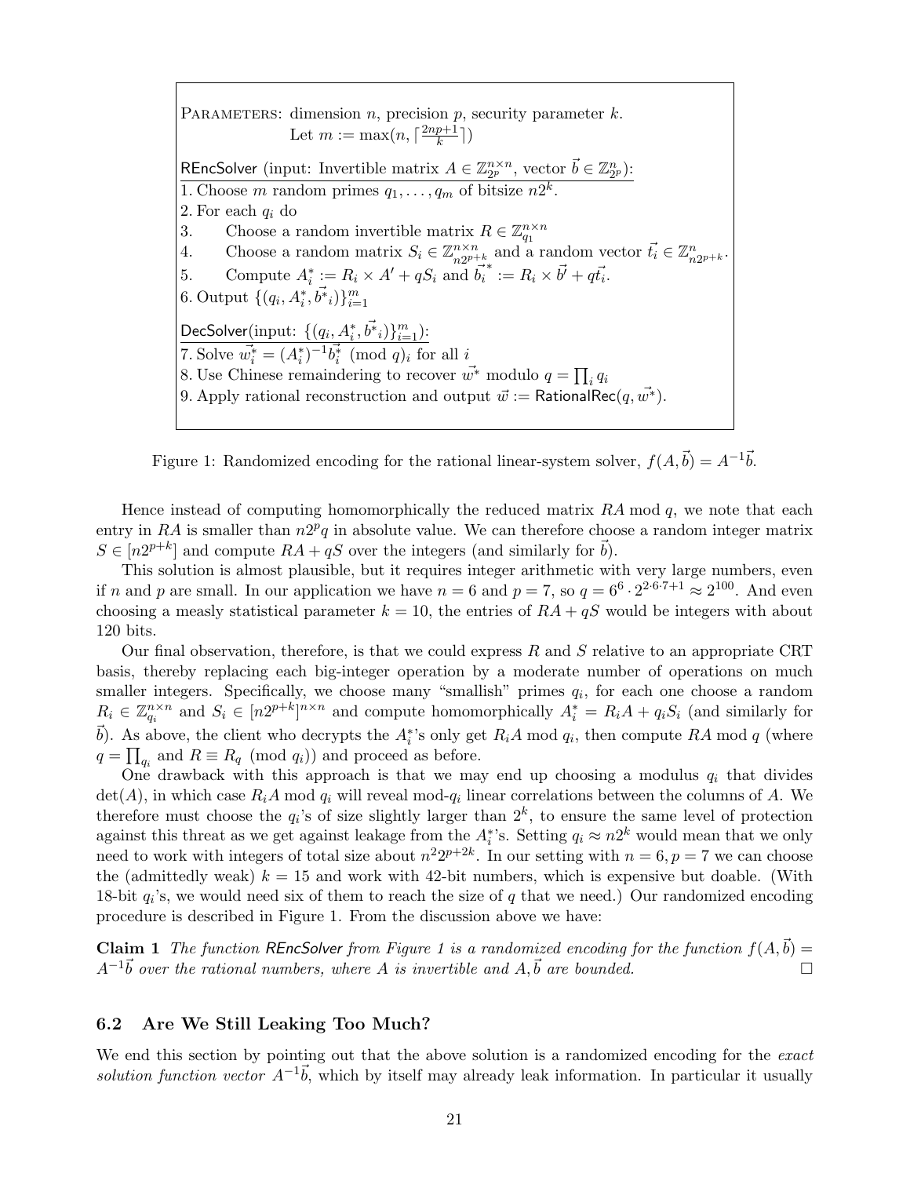PARAMETERS: dimension $n$, precision $p$, security parameter $k$.
Let $m := \max(n, \lceil \frac{2np+1}{k} \rceil)$

REncSolver (input: Invertible matrix $A \in \mathbb{Z}_{2^p}^{n\times n}$, vector $\vec{b} \in \mathbb{Z}_{2^p}^n$):

1. Choose $m$ random primes $q_1, \ldots, q_m$ of bitsize $n2^k$.
2. For each $q_i$ do
3. Choose a random invertible matrix $R \in \mathbb{Z}_{q_1}^{n\times n}$
4. Choose a random matrix $S_i \in \mathbb{Z}_{n2^{p+k}}^{n\times n}$ and a random vector $\vec{t_i} \in \mathbb{Z}_{n2^{p+k}}^n$.
5. Compute $A_i^* := R_i \times A' + qS_i$ and $\vec{b_i}^* := R_i \times \vec{b'} + q\vec{t_i}$.
6. Output $\{(q_i, A_i^*, \vec{b^*}_i)\}_{i=1}^m$

DecSolver(input: $\{(q_i, A_i^*, \vec{b^*}_i)\}_{i=1}^m$):

7. Solve $\vec{w_i^*} = (A_i^*)^{-1}\vec{b_i^*} \pmod{q}_i$ for all $i$
8. Use Chinese remaindering to recover $\vec{w^*}$ modulo $q = \prod_i q_i$
9. Apply rational reconstruction and output $\vec{w} := \mathsf{RationalRec}(q, \vec{w^*})$.

Figure 1: Randomized encoding for the rational linear-system solver, $f(A, \vec{b}) = A^{-1}\vec{b}$.

Hence instead of computing homomorphically the reduced matrix $RA \bmod q$, we note that each entry in $RA$ is smaller than $n2^pq$ in absolute value. We can therefore choose a random integer matrix $S \in [n2^{p+k}]$ and compute $RA + qS$ over the integers (and similarly for $\vec{b}$).

This solution is almost plausible, but it requires integer arithmetic with very large numbers, even if $n$ and $p$ are small. In our application we have $n = 6$ and $p = 7$, so $q = 6^6 \cdot 2^{2\cdot 6\cdot 7+1} \approx 2^{100}$. And even choosing a measly statistical parameter $k = 10$, the entries of $RA + qS$ would be integers with about 120 bits.

Our final observation, therefore, is that we could express $R$ and $S$ relative to an appropriate CRT basis, thereby replacing each big-integer operation by a moderate number of operations on much smaller integers. Specifically, we choose many "smallish" primes $q_i$, for each one choose a random $R_i \in \mathbb{Z}_{q_i}^{n\times n}$ and $S_i \in [n2^{p+k}]^{n\times n}$ and compute homomorphically $A_i^* = R_iA + q_iS_i$ (and similarly for $\vec{b}$). As above, the client who decrypts the $A_i^*$'s only get $R_iA \bmod q_i$, then compute $RA \bmod q$ (where $q = \prod_{q_i}$ and $R \equiv R_q \pmod{q_i}$) and proceed as before.

One drawback with this approach is that we may end up choosing a modulus $q_i$ that divides $\det(A)$, in which case $R_iA \bmod q_i$ will reveal mod-$q_i$ linear correlations between the columns of $A$. We therefore must choose the $q_i$'s of size slightly larger than $2^k$, to ensure the same level of protection against this threat as we get against leakage from the $A_i^*$'s. Setting $q_i \approx n2^k$ would mean that we only need to work with integers of total size about $n^22^{p+2k}$. In our setting with $n = 6, p = 7$ we can choose the (admittedly weak) $k = 15$ and work with 42-bit numbers, which is expensive but doable. (With 18-bit $q_i$'s, we would need six of them to reach the size of $q$ that we need.) Our randomized encoding procedure is described in Figure 1. From the discussion above we have:

**Claim 1** *The function REncSolver from Figure 1 is a randomized encoding for the function $f(A, \vec{b}) = A^{-1}\vec{b}$ over the rational numbers, where $A$ is invertible and $A, \vec{b}$ are bounded.* □

### 6.2 Are We Still Leaking Too Much?

We end this section by pointing out that the above solution is a randomized encoding for the *exact solution function vector* $A^{-1}\vec{b}$, which by itself may already leak information. In particular it usually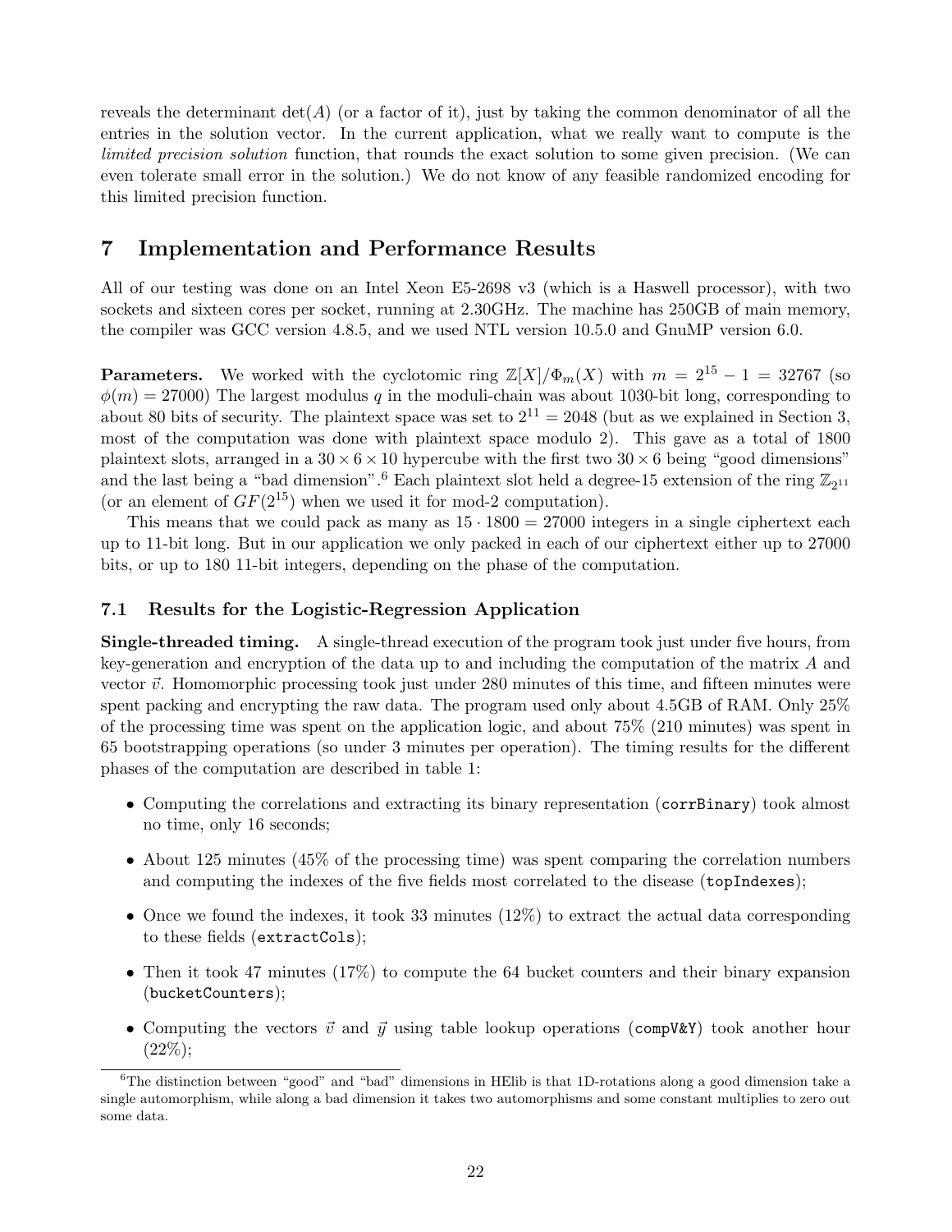reveals the determinant $\det(A)$ (or a factor of it), just by taking the common denominator of all the entries in the solution vector. In the current application, what we really want to compute is the *limited precision solution* function, that rounds the exact solution to some given precision. (We can even tolerate small error in the solution.) We do not know of any feasible randomized encoding for this limited precision function.

# 7 Implementation and Performance Results

All of our testing was done on an Intel Xeon E5-2698 v3 (which is a Haswell processor), with two sockets and sixteen cores per socket, running at 2.30GHz. The machine has 250GB of main memory, the compiler was GCC version 4.8.5, and we used NTL version 10.5.0 and GnuMP version 6.0.

**Parameters.** We worked with the cyclotomic ring $\mathbb{Z}[X]/\Phi_m(X)$ with $m = 2^{15} - 1 = 32767$ (so $\phi(m) = 27000$) The largest modulus $q$ in the moduli-chain was about 1030-bit long, corresponding to about 80 bits of security. The plaintext space was set to $2^{11} = 2048$ (but as we explained in Section 3, most of the computation was done with plaintext space modulo 2). This gave as a total of 1800 plaintext slots, arranged in a $30 \times 6 \times 10$ hypercube with the first two $30 \times 6$ being "good dimensions" and the last being a "bad dimension".[6] Each plaintext slot held a degree-15 extension of the ring $\mathbb{Z}_{2^{11}}$ (or an element of $GF(2^{15})$ when we used it for mod-2 computation).

This means that we could pack as many as $15 \cdot 1800 = 27000$ integers in a single ciphertext each up to 11-bit long. But in our application we only packed in each of our ciphertext either up to 27000 bits, or up to 180 11-bit integers, depending on the phase of the computation.

## 7.1 Results for the Logistic-Regression Application

**Single-threaded timing.** A single-thread execution of the program took just under five hours, from key-generation and encryption of the data up to and including the computation of the matrix $A$ and vector $\vec{v}$. Homomorphic processing took just under 280 minutes of this time, and fifteen minutes were spent packing and encrypting the raw data. The program used only about 4.5GB of RAM. Only 25% of the processing time was spent on the application logic, and about 75% (210 minutes) was spent in 65 bootstrapping operations (so under 3 minutes per operation). The timing results for the different phases of the computation are described in table 1:

- Computing the correlations and extracting its binary representation (`corrBinary`) took almost no time, only 16 seconds;
- About 125 minutes (45% of the processing time) was spent comparing the correlation numbers and computing the indexes of the five fields most correlated to the disease (`topIndexes`);
- Once we found the indexes, it took 33 minutes (12%) to extract the actual data corresponding to these fields (`extractCols`);
- Then it took 47 minutes (17%) to compute the 64 bucket counters and their binary expansion (`bucketCounters`);
- Computing the vectors $\vec{v}$ and $\vec{y}$ using table lookup operations (`compV&Y`) took another hour (22%);

[6] The distinction between "good" and "bad" dimensions in HElib is that 1D-rotations along a good dimension take a single automorphism, while along a bad dimension it takes two automorphisms and some constant multiplies to zero out some data.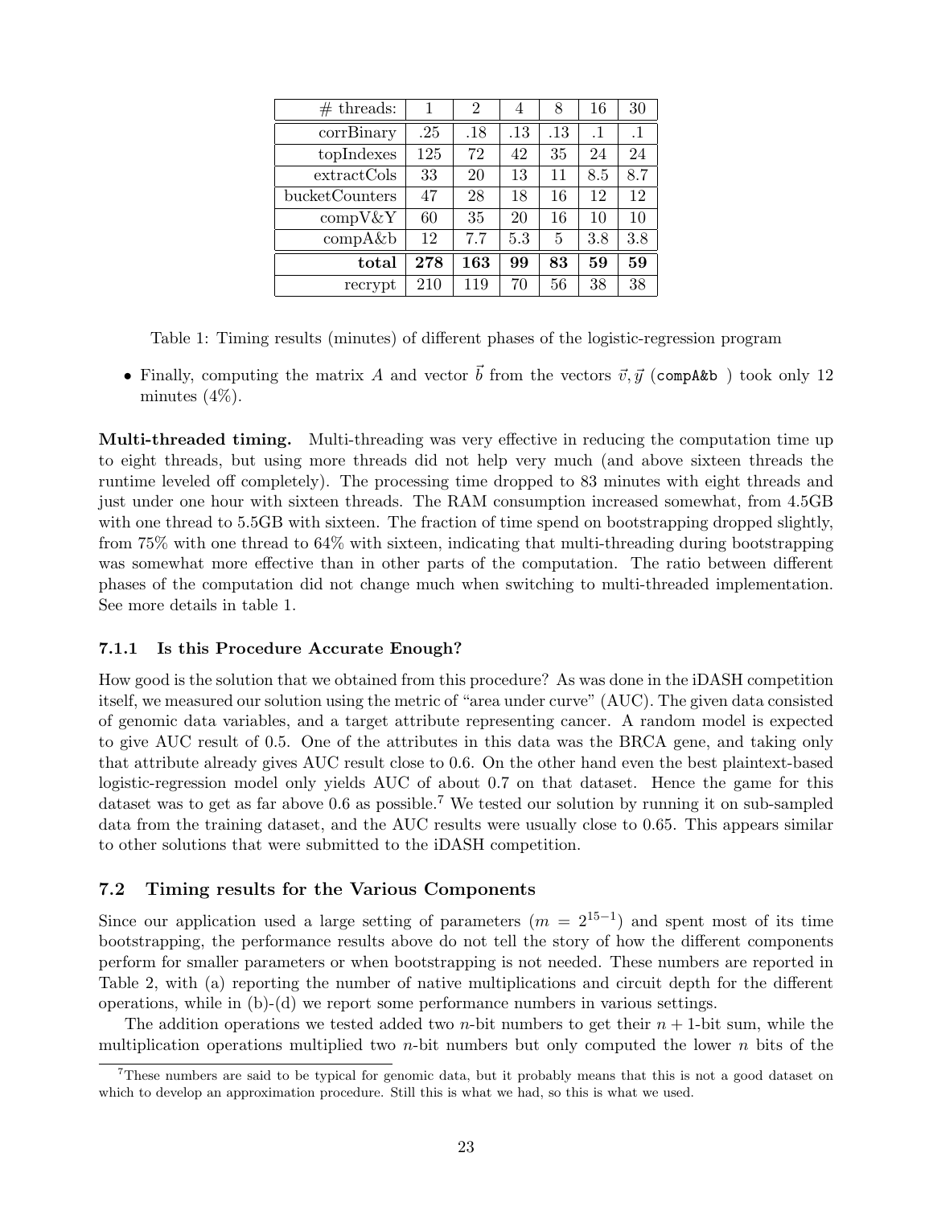| # threads: | 1 | 2 | 4 | 8 | 16 | 30 |
|---|---|---|---|---|---|---|
| corrBinary | .25 | .18 | .13 | .13 | .1 | .1 |
| topIndexes | 125 | 72 | 42 | 35 | 24 | 24 |
| extractCols | 33 | 20 | 13 | 11 | 8.5 | 8.7 |
| bucketCounters | 47 | 28 | 18 | 16 | 12 | 12 |
| compV&Y | 60 | 35 | 20 | 16 | 10 | 10 |
| compA&b | 12 | 7.7 | 5.3 | 5 | 3.8 | 3.8 |
| **total** | **278** | **163** | **99** | **83** | **59** | **59** |
| recrypt | 210 | 119 | 70 | 56 | 38 | 38 |

Table 1: Timing results (minutes) of different phases of the logistic-regression program

- Finally, computing the matrix $A$ and vector $\vec{b}$ from the vectors $\vec{v}, \vec{y}$ (`compA&b` ) took only 12 minutes (4%).

**Multi-threaded timing.** Multi-threading was very effective in reducing the computation time up to eight threads, but using more threads did not help very much (and above sixteen threads the runtime leveled off completely). The processing time dropped to 83 minutes with eight threads and just under one hour with sixteen threads. The RAM consumption increased somewhat, from 4.5GB with one thread to 5.5GB with sixteen. The fraction of time spend on bootstrapping dropped slightly, from 75% with one thread to 64% with sixteen, indicating that multi-threading during bootstrapping was somewhat more effective than in other parts of the computation. The ratio between different phases of the computation did not change much when switching to multi-threaded implementation. See more details in table 1.

### 7.1.1 Is this Procedure Accurate Enough?

How good is the solution that we obtained from this procedure? As was done in the iDASH competition itself, we measured our solution using the metric of "area under curve" (AUC). The given data consisted of genomic data variables, and a target attribute representing cancer. A random model is expected to give AUC result of 0.5. One of the attributes in this data was the BRCA gene, and taking only that attribute already gives AUC result close to 0.6. On the other hand even the best plaintext-based logistic-regression model only yields AUC of about 0.7 on that dataset. Hence the game for this dataset was to get as far above 0.6 as possible.[7] We tested our solution by running it on sub-sampled data from the training dataset, and the AUC results were usually close to 0.65. This appears similar to other solutions that were submitted to the iDASH competition.

## 7.2 Timing results for the Various Components

Since our application used a large setting of parameters ($m = 2^{15-1}$) and spent most of its time bootstrapping, the performance results above do not tell the story of how the different components perform for smaller parameters or when bootstrapping is not needed. These numbers are reported in Table 2, with (a) reporting the number of native multiplications and circuit depth for the different operations, while in (b)-(d) we report some performance numbers in various settings.

The addition operations we tested added two $n$-bit numbers to get their $n+1$-bit sum, while the multiplication operations multiplied two $n$-bit numbers but only computed the lower $n$ bits of the

[7] These numbers are said to be typical for genomic data, but it probably means that this is not a good dataset on which to develop an approximation procedure. Still this is what we had, so this is what we used.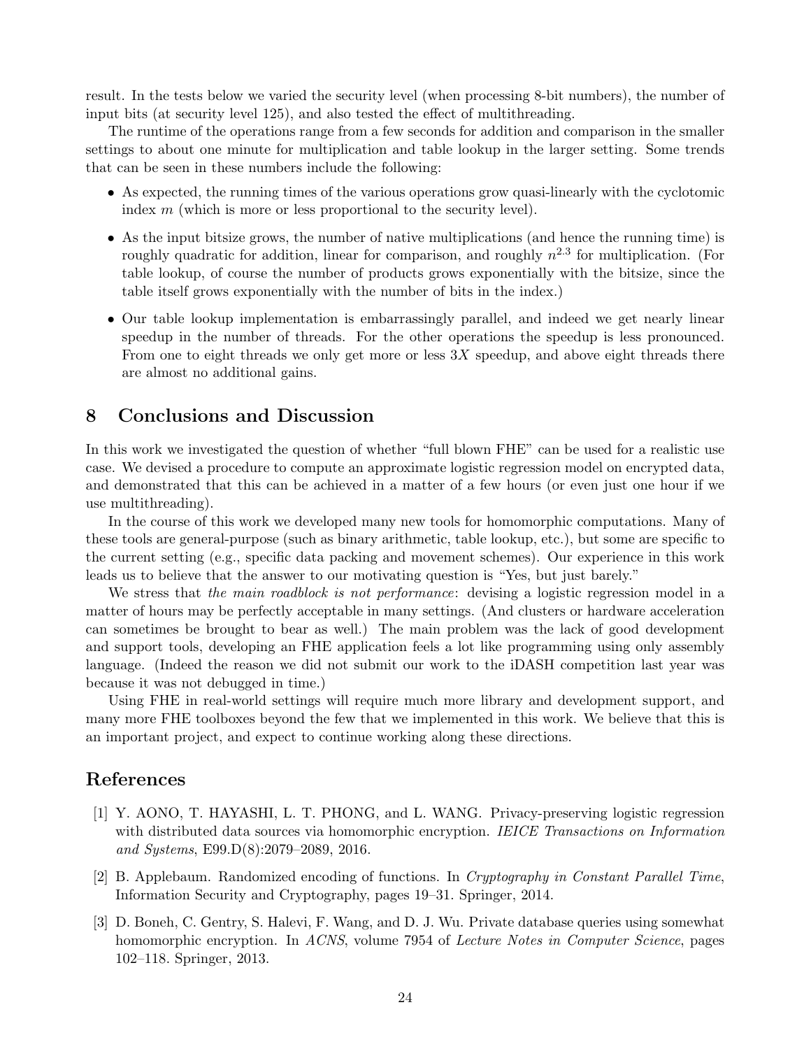result. In the tests below we varied the security level (when processing 8-bit numbers), the number of input bits (at security level 125), and also tested the effect of multithreading.

The runtime of the operations range from a few seconds for addition and comparison in the smaller settings to about one minute for multiplication and table lookup in the larger setting. Some trends that can be seen in these numbers include the following:

- As expected, the running times of the various operations grow quasi-linearly with the cyclotomic index $m$ (which is more or less proportional to the security level).
- As the input bitsize grows, the number of native multiplications (and hence the running time) is roughly quadratic for addition, linear for comparison, and roughly $n^{2.3}$ for multiplication. (For table lookup, of course the number of products grows exponentially with the bitsize, since the table itself grows exponentially with the number of bits in the index.)
- Our table lookup implementation is embarrassingly parallel, and indeed we get nearly linear speedup in the number of threads. For the other operations the speedup is less pronounced. From one to eight threads we only get more or less $3X$ speedup, and above eight threads there are almost no additional gains.

## 8 Conclusions and Discussion

In this work we investigated the question of whether "full blown FHE" can be used for a realistic use case. We devised a procedure to compute an approximate logistic regression model on encrypted data, and demonstrated that this can be achieved in a matter of a few hours (or even just one hour if we use multithreading).

In the course of this work we developed many new tools for homomorphic computations. Many of these tools are general-purpose (such as binary arithmetic, table lookup, etc.), but some are specific to the current setting (e.g., specific data packing and movement schemes). Our experience in this work leads us to believe that the answer to our motivating question is "Yes, but just barely."

We stress that *the main roadblock is not performance*: devising a logistic regression model in a matter of hours may be perfectly acceptable in many settings. (And clusters or hardware acceleration can sometimes be brought to bear as well.) The main problem was the lack of good development and support tools, developing an FHE application feels a lot like programming using only assembly language. (Indeed the reason we did not submit our work to the iDASH competition last year was because it was not debugged in time.)

Using FHE in real-world settings will require much more library and development support, and many more FHE toolboxes beyond the few that we implemented in this work. We believe that this is an important project, and expect to continue working along these directions.

## References

[1] Y. AONO, T. HAYASHI, L. T. PHONG, and L. WANG. Privacy-preserving logistic regression with distributed data sources via homomorphic encryption. *IEICE Transactions on Information and Systems*, E99.D(8):2079–2089, 2016.

[2] B. Applebaum. Randomized encoding of functions. In *Cryptography in Constant Parallel Time*, Information Security and Cryptography, pages 19–31. Springer, 2014.

[3] D. Boneh, C. Gentry, S. Halevi, F. Wang, and D. J. Wu. Private database queries using somewhat homomorphic encryption. In *ACNS*, volume 7954 of *Lecture Notes in Computer Science*, pages 102–118. Springer, 2013.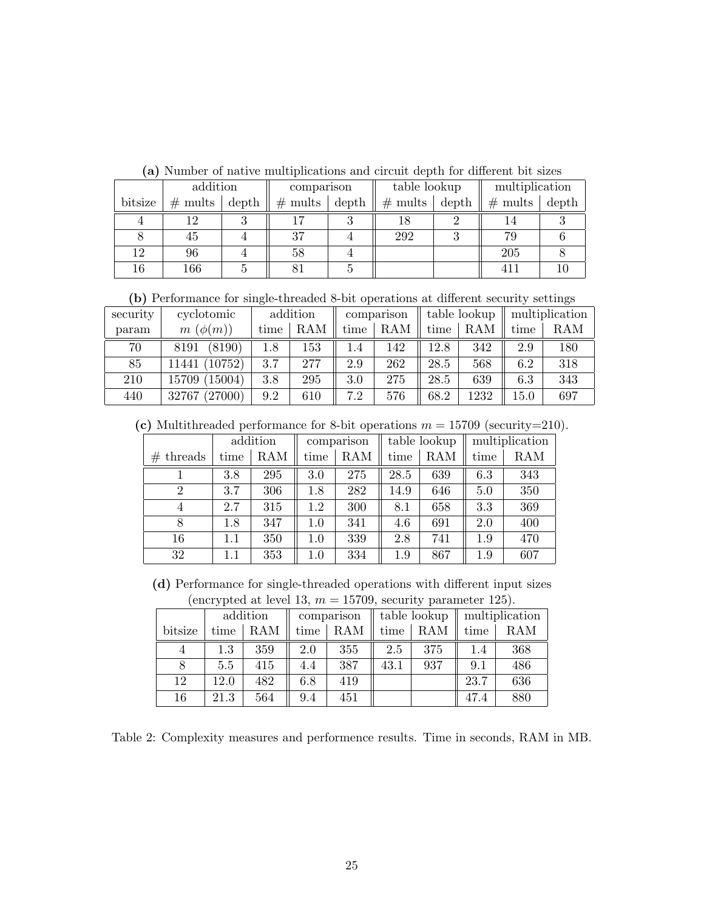**(a)** Number of native multiplications and circuit depth for different bit sizes

| | addition | | comparison | | table lookup | | multiplication | |
|---|---|---|---|---|---|---|---|---|
| bitsize | # mults | depth | # mults | depth | # mults | depth | # mults | depth |
| 4 | 12 | 3 | 17 | 3 | 18 | 2 | 14 | 3 |
| 8 | 45 | 4 | 37 | 4 | 292 | 3 | 79 | 6 |
| 12 | 96 | 4 | 58 | 4 | | | 205 | 8 |
| 16 | 166 | 5 | 81 | 5 | | | 411 | 10 |

**(b)** Performance for single-threaded 8-bit operations at different security settings

| security | cyclotomic | addition | | comparison | | table lookup | | multiplication | |
|---|---|---|---|---|---|---|---|---|---|
| param | $m$ ($\phi(m)$) | time | RAM | time | RAM | time | RAM | time | RAM |
| 70 | 8191 (8190) | 1.8 | 153 | 1.4 | 142 | 12.8 | 342 | 2.9 | 180 |
| 85 | 11441 (10752) | 3.7 | 277 | 2.9 | 262 | 28.5 | 568 | 6.2 | 318 |
| 210 | 15709 (15004) | 3.8 | 295 | 3.0 | 275 | 28.5 | 639 | 6.3 | 343 |
| 440 | 32767 (27000) | 9.2 | 610 | 7.2 | 576 | 68.2 | 1232 | 15.0 | 697 |

**(c)** Multithreaded performance for 8-bit operations $m = 15709$ (security=210).

| | addition | | comparison | | table lookup | | multiplication | |
|---|---|---|---|---|---|---|---|---|
| # threads | time | RAM | time | RAM | time | RAM | time | RAM |
| 1 | 3.8 | 295 | 3.0 | 275 | 28.5 | 639 | 6.3 | 343 |
| 2 | 3.7 | 306 | 1.8 | 282 | 14.9 | 646 | 5.0 | 350 |
| 4 | 2.7 | 315 | 1.2 | 300 | 8.1 | 658 | 3.3 | 369 |
| 8 | 1.8 | 347 | 1.0 | 341 | 4.6 | 691 | 2.0 | 400 |
| 16 | 1.1 | 350 | 1.0 | 339 | 2.8 | 741 | 1.9 | 470 |
| 32 | 1.1 | 353 | 1.0 | 334 | 1.9 | 867 | 1.9 | 607 |

**(d)** Performance for single-threaded operations with different input sizes (encrypted at level 13, $m = 15709$, security parameter 125).

| | addition | | comparison | | table lookup | | multiplication | |
|---|---|---|---|---|---|---|---|---|
| bitsize | time | RAM | time | RAM | time | RAM | time | RAM |
| 4 | 1.3 | 359 | 2.0 | 355 | 2.5 | 375 | 1.4 | 368 |
| 8 | 5.5 | 415 | 4.4 | 387 | 43.1 | 937 | 9.1 | 486 |
| 12 | 12.0 | 482 | 6.8 | 419 | | | 23.7 | 636 |
| 16 | 21.3 | 564 | 9.4 | 451 | | | 47.4 | 880 |

Table 2: Complexity measures and performence results. Time in seconds, RAM in MB.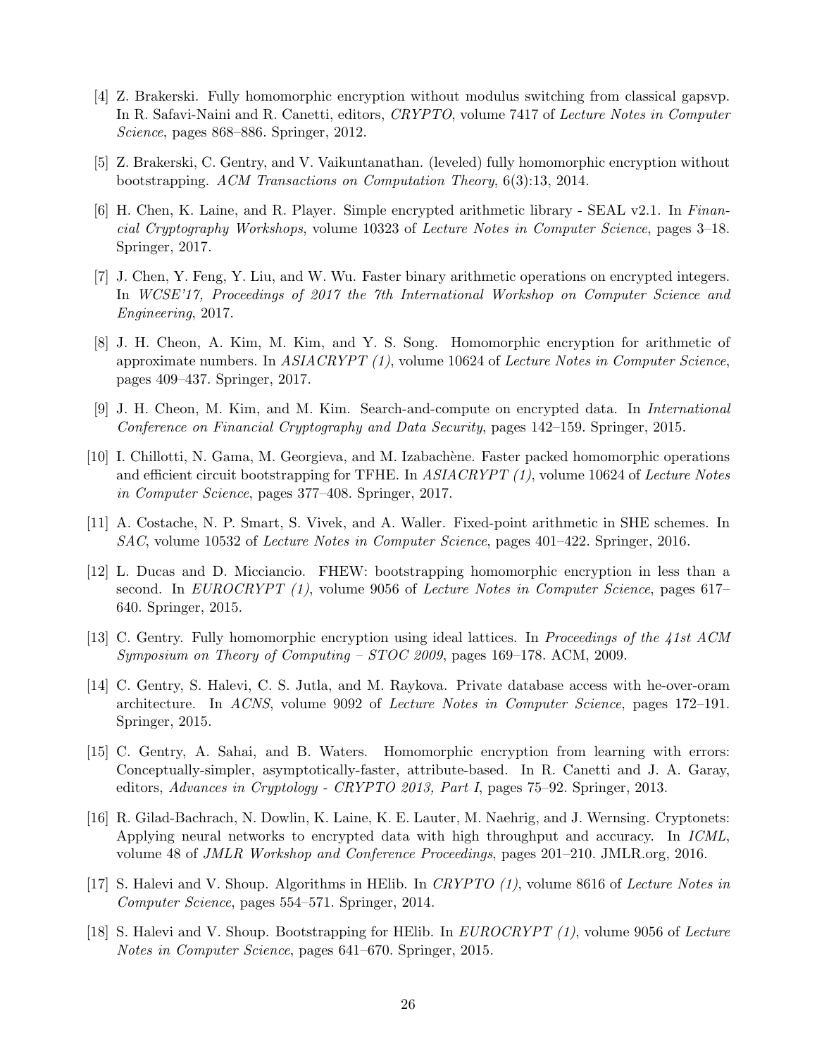[4] Z. Brakerski. Fully homomorphic encryption without modulus switching from classical gapsvp. In R. Safavi-Naini and R. Canetti, editors, *CRYPTO*, volume 7417 of *Lecture Notes in Computer Science*, pages 868–886. Springer, 2012.

[5] Z. Brakerski, C. Gentry, and V. Vaikuntanathan. (leveled) fully homomorphic encryption without bootstrapping. *ACM Transactions on Computation Theory*, 6(3):13, 2014.

[6] H. Chen, K. Laine, and R. Player. Simple encrypted arithmetic library - SEAL v2.1. In *Financial Cryptography Workshops*, volume 10323 of *Lecture Notes in Computer Science*, pages 3–18. Springer, 2017.

[7] J. Chen, Y. Feng, Y. Liu, and W. Wu. Faster binary arithmetic operations on encrypted integers. In *WCSE'17, Proceedings of 2017 the 7th International Workshop on Computer Science and Engineering*, 2017.

[8] J. H. Cheon, A. Kim, M. Kim, and Y. S. Song. Homomorphic encryption for arithmetic of approximate numbers. In *ASIACRYPT (1)*, volume 10624 of *Lecture Notes in Computer Science*, pages 409–437. Springer, 2017.

[9] J. H. Cheon, M. Kim, and M. Kim. Search-and-compute on encrypted data. In *International Conference on Financial Cryptography and Data Security*, pages 142–159. Springer, 2015.

[10] I. Chillotti, N. Gama, M. Georgieva, and M. Izabachène. Faster packed homomorphic operations and efficient circuit bootstrapping for TFHE. In *ASIACRYPT (1)*, volume 10624 of *Lecture Notes in Computer Science*, pages 377–408. Springer, 2017.

[11] A. Costache, N. P. Smart, S. Vivek, and A. Waller. Fixed-point arithmetic in SHE schemes. In *SAC*, volume 10532 of *Lecture Notes in Computer Science*, pages 401–422. Springer, 2016.

[12] L. Ducas and D. Micciancio. FHEW: bootstrapping homomorphic encryption in less than a second. In *EUROCRYPT (1)*, volume 9056 of *Lecture Notes in Computer Science*, pages 617–640. Springer, 2015.

[13] C. Gentry. Fully homomorphic encryption using ideal lattices. In *Proceedings of the 41st ACM Symposium on Theory of Computing – STOC 2009*, pages 169–178. ACM, 2009.

[14] C. Gentry, S. Halevi, C. S. Jutla, and M. Raykova. Private database access with he-over-oram architecture. In *ACNS*, volume 9092 of *Lecture Notes in Computer Science*, pages 172–191. Springer, 2015.

[15] C. Gentry, A. Sahai, and B. Waters. Homomorphic encryption from learning with errors: Conceptually-simpler, asymptotically-faster, attribute-based. In R. Canetti and J. A. Garay, editors, *Advances in Cryptology - CRYPTO 2013, Part I*, pages 75–92. Springer, 2013.

[16] R. Gilad-Bachrach, N. Dowlin, K. Laine, K. E. Lauter, M. Naehrig, and J. Wernsing. Cryptonets: Applying neural networks to encrypted data with high throughput and accuracy. In *ICML*, volume 48 of *JMLR Workshop and Conference Proceedings*, pages 201–210. JMLR.org, 2016.

[17] S. Halevi and V. Shoup. Algorithms in HElib. In *CRYPTO (1)*, volume 8616 of *Lecture Notes in Computer Science*, pages 554–571. Springer, 2014.

[18] S. Halevi and V. Shoup. Bootstrapping for HElib. In *EUROCRYPT (1)*, volume 9056 of *Lecture Notes in Computer Science*, pages 641–670. Springer, 2015.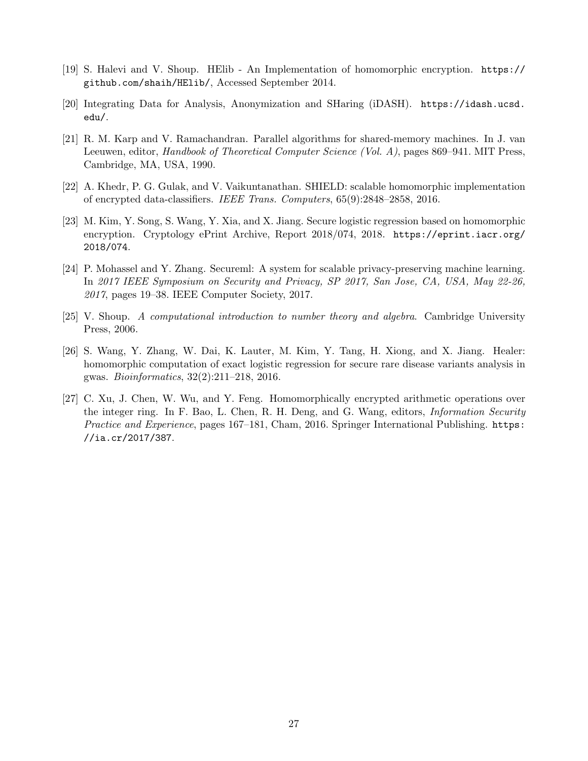[19] S. Halevi and V. Shoup. HElib - An Implementation of homomorphic encryption. `https://github.com/shaih/HElib/`, Accessed September 2014.

[20] Integrating Data for Analysis, Anonymization and SHaring (iDASH). `https://idash.ucsd.edu/`.

[21] R. M. Karp and V. Ramachandran. Parallel algorithms for shared-memory machines. In J. van Leeuwen, editor, *Handbook of Theoretical Computer Science (Vol. A)*, pages 869–941. MIT Press, Cambridge, MA, USA, 1990.

[22] A. Khedr, P. G. Gulak, and V. Vaikuntanathan. SHIELD: scalable homomorphic implementation of encrypted data-classifiers. *IEEE Trans. Computers*, 65(9):2848–2858, 2016.

[23] M. Kim, Y. Song, S. Wang, Y. Xia, and X. Jiang. Secure logistic regression based on homomorphic encryption. Cryptology ePrint Archive, Report 2018/074, 2018. `https://eprint.iacr.org/2018/074`.

[24] P. Mohassel and Y. Zhang. Secureml: A system for scalable privacy-preserving machine learning. In *2017 IEEE Symposium on Security and Privacy, SP 2017, San Jose, CA, USA, May 22-26, 2017*, pages 19–38. IEEE Computer Society, 2017.

[25] V. Shoup. *A computational introduction to number theory and algebra*. Cambridge University Press, 2006.

[26] S. Wang, Y. Zhang, W. Dai, K. Lauter, M. Kim, Y. Tang, H. Xiong, and X. Jiang. Healer: homomorphic computation of exact logistic regression for secure rare disease variants analysis in gwas. *Bioinformatics*, 32(2):211–218, 2016.

[27] C. Xu, J. Chen, W. Wu, and Y. Feng. Homomorphically encrypted arithmetic operations over the integer ring. In F. Bao, L. Chen, R. H. Deng, and G. Wang, editors, *Information Security Practice and Experience*, pages 167–181, Cham, 2016. Springer International Publishing. `https://ia.cr/2017/387`.